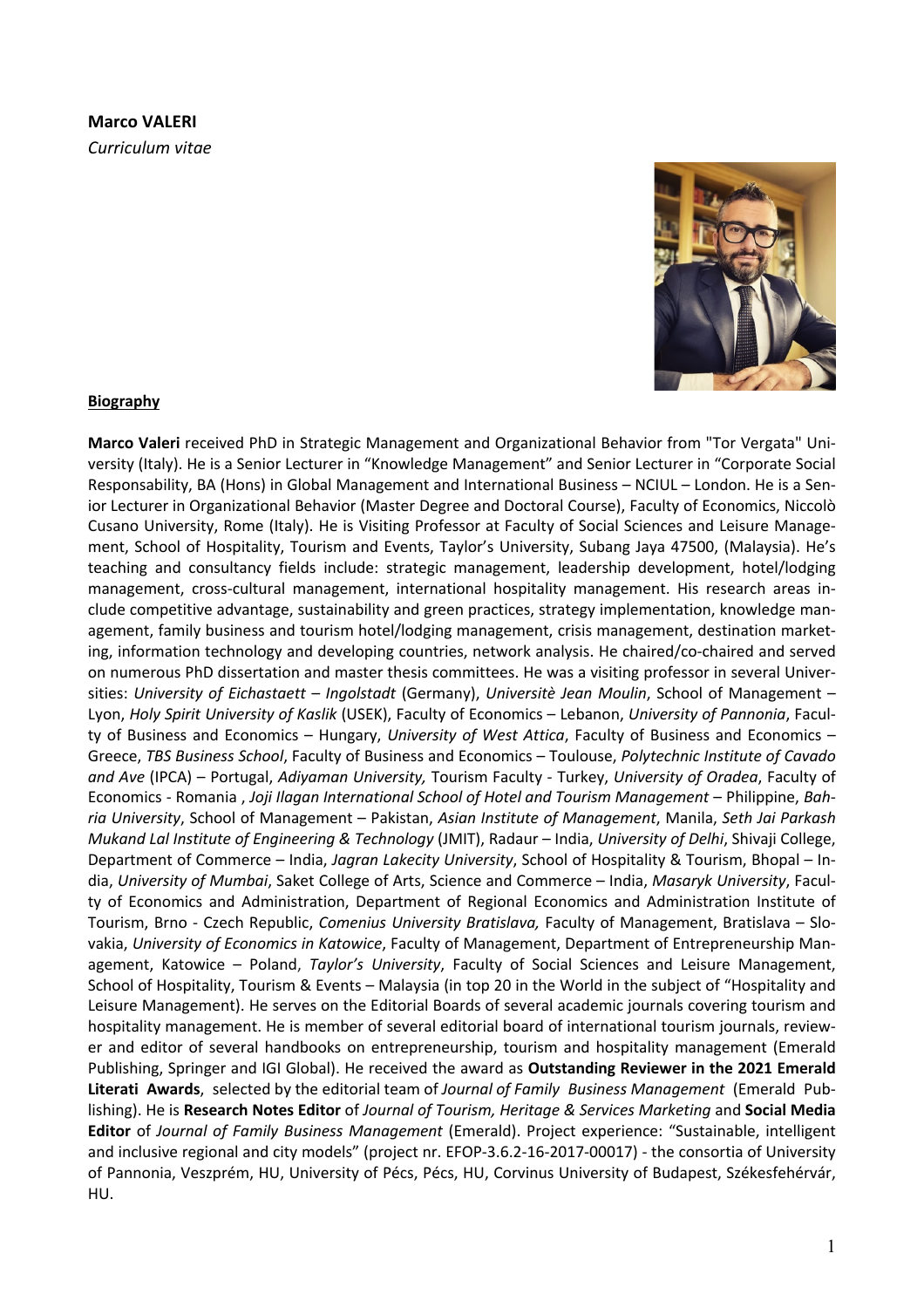**Marco VALERI**

*Curriculum vitae*

**Biography**

**Marco Valeri** received PhD in Strategic Management and Organizational Behavior from "Tor Vergata" University (Italy). He is a Senior Lecturer in "Knowledge Management" and Senior Lecturer in "Corporate Social Responsability, BA (Hons) in Global Management and International Business – NCIUL – London. He is a Senior Lecturer in Organizational Behavior (Master Degree and Doctoral Course), Faculty of Economics, Niccolò Cusano University, Rome (Italy). He is Visiting Professor at Faculty of Social Sciences and Leisure Management, School of Hospitality, Tourism and Events, Taylor's University, Subang Jaya 47500, (Malaysia). He's teaching and consultancy fields include: strategic management, leadership development, hotel/lodging management, cross-cultural management, international hospitality management. His research areas include competitive advantage, sustainability and green practices, strategy implementation, knowledge management, family business and tourism hotel/lodging management, crisis management, destination marketing, information technology and developing countries, network analysis. He chaired/co-chaired and served on numerous PhD dissertation and master thesis committees. He was a visiting professor in several Universities: *University of Eichastaett – Ingolstadt* (Germany), *Universitè Jean Moulin*, School of Management – Lyon, *Holy Spirit University of Kaslik* (USEK), Faculty of Economics – Lebanon, *University of Pannonia*, Faculty of Business and Economics – Hungary, *University of West Attica*, Faculty of Business and Economics – Greece, *TBS Business School*, Faculty of Business and Economics – Toulouse, *Polytechnic Institute of Cavado and Ave* (IPCA) – Portugal, *Adiyaman University,* Tourism Faculty - Turkey, *University of Oradea*, Faculty of Economics - Romania , *Joji Ilagan International School of Hotel and Tourism Management* – Philippine, *Bahria University*, School of Management – Pakistan, *Asian Institute of Management*, Manila, *Seth Jai Parkash Mukand Lal Institute of Engineering & Technology* (JMIT), Radaur – India, *University of Delhi*, Shivaji College, Department of Commerce – India, *Jagran Lakecity University*, School of Hospitality & Tourism, Bhopal – India, *University of Mumbai*, Saket College of Arts, Science and Commerce – India, *Masaryk University*, Faculty of Economics and Administration, Department of Regional Economics and Administration Institute of Tourism, Brno - Czech Republic, *Comenius University Bratislava,* Faculty of Management, Bratislava – Slovakia, *University of Economics in Katowice*, Faculty of Management, Department of Entrepreneurship Management, Katowice – Poland, *Taylor's University*, Faculty of Social Sciences and Leisure Management, School of Hospitality, Tourism & Events – Malaysia (in top 20 in the World in the subject of "Hospitality and Leisure Management). He serves on the Editorial Boards of several academic journals covering tourism and hospitality management. He is member of several editorial board of international tourism journals, reviewer and editor of several handbooks on entrepreneurship, tourism and hospitality management (Emerald Publishing, Springer and IGI Global). He received the award as **Outstanding Reviewer in the 2021 Emerald Literati Awards**, selected by the editorial team of *Journal of Family Business Management* (Emerald Publishing). He is **Research Notes Editor** of *Journal of Tourism, Heritage & Services Marketing* and **Social Media Editor** of *Journal of Family Business Management* (Emerald). Project experience: "Sustainable, intelligent and inclusive regional and city models" (project nr. EFOP-3.6.2-16-2017-00017) - the consortia of University of Pannonia, Veszprém, HU, University of Pécs, Pécs, HU, Corvinus University of Budapest, Székesfehérvár, HU.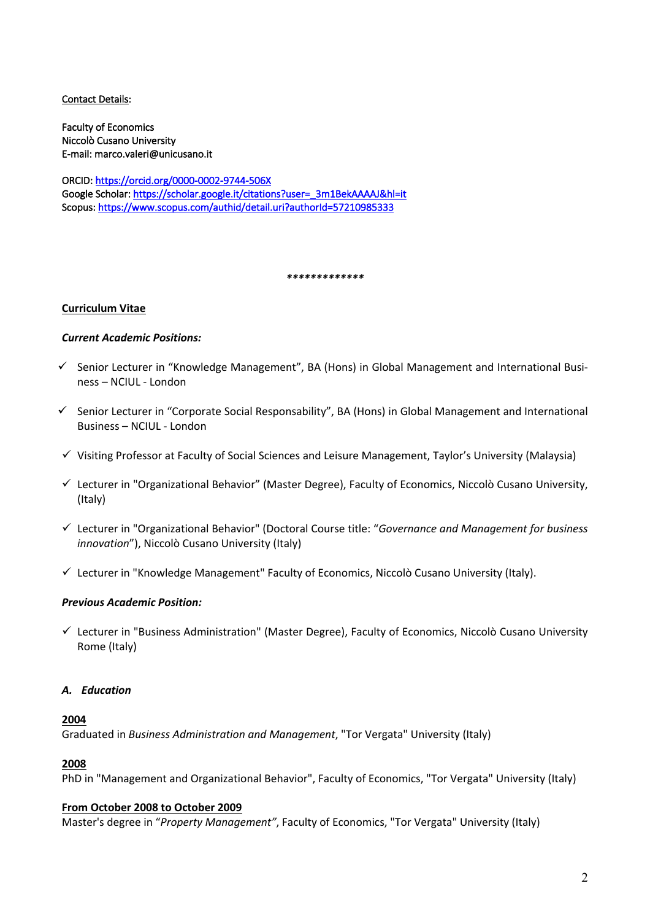Contact Details:

Faculty of Economics
Niccolò Cusano University
E-mail: marco.valeri@unicusano.it

ORCID: https://orcid.org/0000-0002-9744-506X
Google Scholar: https://scholar.google.it/citations?user=_3m1BekAAAAJ&hl=it
Scopus: https://www.scopus.com/authid/detail.uri?authorId=57210985333

*************

## Curriculum Vitae

### *Current Academic Positions:*

- ✓ Senior Lecturer in "Knowledge Management", BA (Hons) in Global Management and International Business – NCIUL - London
- ✓ Senior Lecturer in "Corporate Social Responsability", BA (Hons) in Global Management and International Business – NCIUL - London
- ✓ Visiting Professor at Faculty of Social Sciences and Leisure Management, Taylor's University (Malaysia)
- ✓ Lecturer in "Organizational Behavior" (Master Degree), Faculty of Economics, Niccolò Cusano University, (Italy)
- ✓ Lecturer in "Organizational Behavior" (Doctoral Course title: "*Governance and Management for business innovation*"), Niccolò Cusano University (Italy)
- ✓ Lecturer in "Knowledge Management" Faculty of Economics, Niccolò Cusano University (Italy).

### *Previous Academic Position:*

- ✓ Lecturer in "Business Administration" (Master Degree), Faculty of Economics, Niccolò Cusano University Rome (Italy)

### *A. Education*

**2004**
Graduated in *Business Administration and Management*, "Tor Vergata" University (Italy)

**2008**
PhD in "Management and Organizational Behavior", Faculty of Economics, "Tor Vergata" University (Italy)

**From October 2008 to October 2009**
Master's degree in "*Property Management*", Faculty of Economics, "Tor Vergata" University (Italy)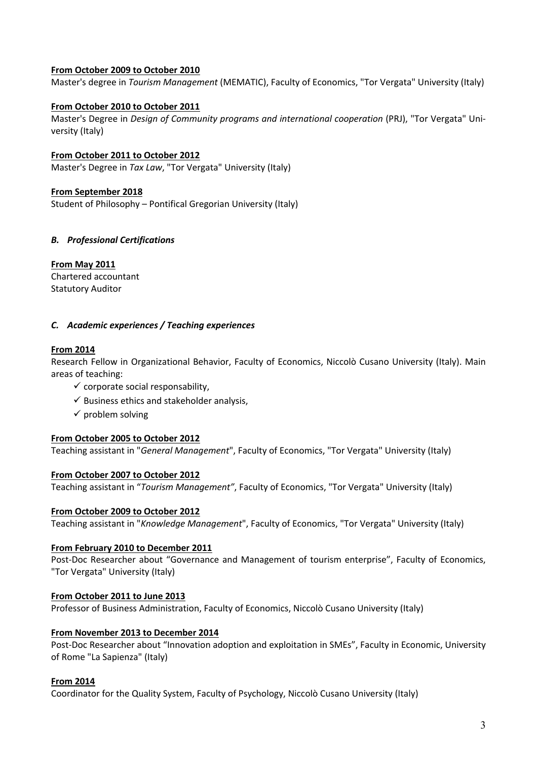**From October 2009 to October 2010**
Master's degree in *Tourism Management* (MEMATIC), Faculty of Economics, "Tor Vergata" University (Italy)

**From October 2010 to October 2011**
Master's Degree in *Design of Community programs and international cooperation* (PRJ), "Tor Vergata" University (Italy)

**From October 2011 to October 2012**
Master's Degree in *Tax Law*, "Tor Vergata" University (Italy)

**From September 2018**
Student of Philosophy – Pontifical Gregorian University (Italy)

### *B. Professional Certifications*

**From May 2011**
Chartered accountant
Statutory Auditor

### *C. Academic experiences / Teaching experiences*

**From 2014**
Research Fellow in Organizational Behavior, Faculty of Economics, Niccolò Cusano University (Italy). Main areas of teaching:

- ✓ corporate social responsability,
- ✓ Business ethics and stakeholder analysis,
- ✓ problem solving

**From October 2005 to October 2012**
Teaching assistant in "*General Management*", Faculty of Economics, "Tor Vergata" University (Italy)

**From October 2007 to October 2012**
Teaching assistant in "*Tourism Management"*, Faculty of Economics, "Tor Vergata" University (Italy)

**From October 2009 to October 2012**
Teaching assistant in "*Knowledge Management*", Faculty of Economics, "Tor Vergata" University (Italy)

**From February 2010 to December 2011**
Post-Doc Researcher about "Governance and Management of tourism enterprise", Faculty of Economics, "Tor Vergata" University (Italy)

**From October 2011 to June 2013**
Professor of Business Administration, Faculty of Economics, Niccolò Cusano University (Italy)

**From November 2013 to December 2014**
Post-Doc Researcher about "Innovation adoption and exploitation in SMEs", Faculty in Economic, University of Rome "La Sapienza" (Italy)

**From 2014**
Coordinator for the Quality System, Faculty of Psychology, Niccolò Cusano University (Italy)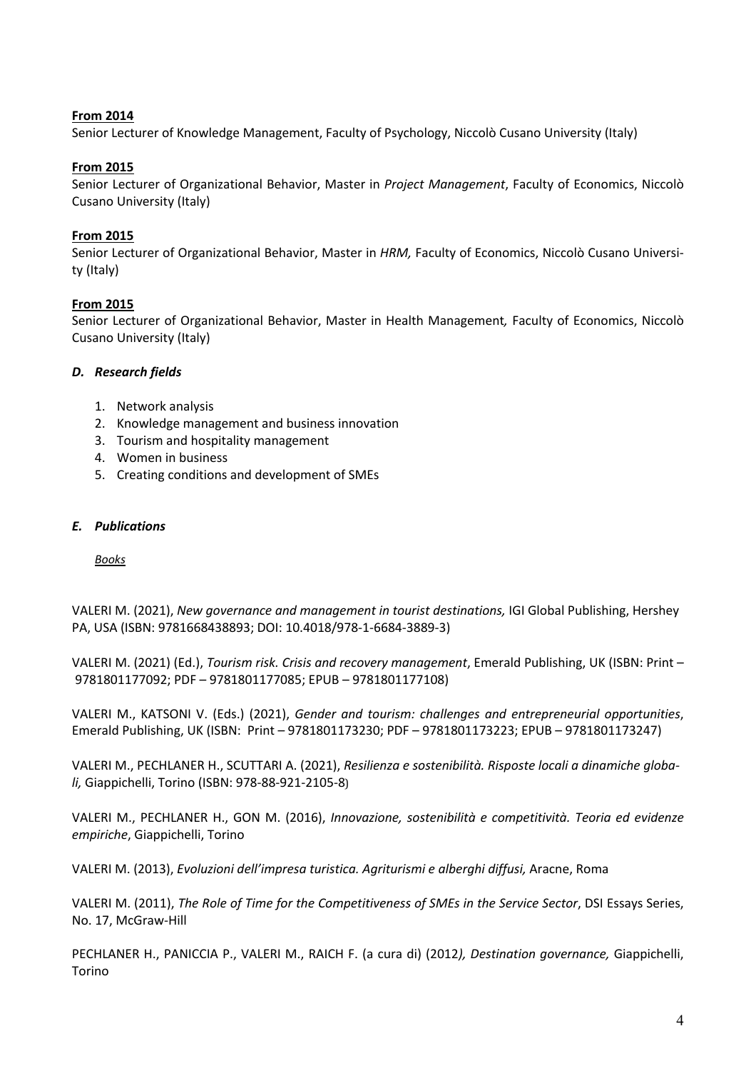**From 2014**
Senior Lecturer of Knowledge Management, Faculty of Psychology, Niccolò Cusano University (Italy)

**From 2015**
Senior Lecturer of Organizational Behavior, Master in *Project Management*, Faculty of Economics, Niccolò Cusano University (Italy)

**From 2015**
Senior Lecturer of Organizational Behavior, Master in *HRM,* Faculty of Economics, Niccolò Cusano University (Italy)

**From 2015**
Senior Lecturer of Organizational Behavior, Master in Health Management*,* Faculty of Economics, Niccolò Cusano University (Italy)

### *D. Research fields*

1. Network analysis
2. Knowledge management and business innovation
3. Tourism and hospitality management
4. Women in business
5. Creating conditions and development of SMEs

### *E. Publications*

*Books*

VALERI M. (2021), *New governance and management in tourist destinations,* IGI Global Publishing, Hershey PA, USA (ISBN: 9781668438893; DOI: 10.4018/978-1-6684-3889-3)

VALERI M. (2021) (Ed.), *Tourism risk. Crisis and recovery management*, Emerald Publishing, UK (ISBN: Print – 9781801177092; PDF – 9781801177085; EPUB – 9781801177108)

VALERI M., KATSONI V. (Eds.) (2021), *Gender and tourism: challenges and entrepreneurial opportunities*, Emerald Publishing, UK (ISBN: Print – 9781801173230; PDF – 9781801173223; EPUB – 9781801173247)

VALERI M., PECHLANER H., SCUTTARI A. (2021), *Resilienza e sostenibilità. Risposte locali a dinamiche globali,* Giappichelli, Torino (ISBN: 978-88-921-2105-8)

VALERI M., PECHLANER H., GON M. (2016), *Innovazione, sostenibilità e competitività. Teoria ed evidenze empiriche*, Giappichelli, Torino

VALERI M. (2013), *Evoluzioni dell'impresa turistica. Agriturismi e alberghi diffusi,* Aracne, Roma

VALERI M. (2011), *The Role of Time for the Competitiveness of SMEs in the Service Sector*, DSI Essays Series, No. 17, McGraw-Hill

PECHLANER H., PANICCIA P., VALERI M., RAICH F. (a cura di) (2012*), Destination governance,* Giappichelli, Torino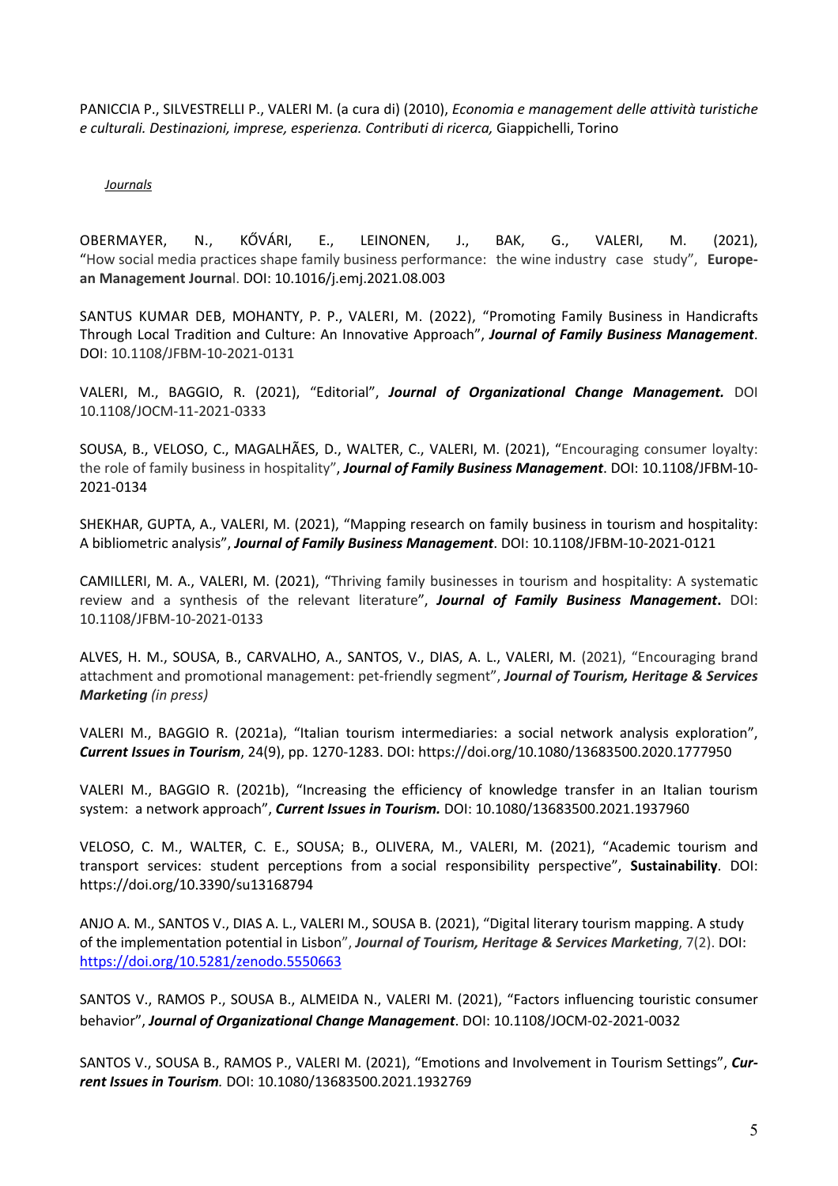PANICCIA P., SILVESTRELLI P., VALERI M. (a cura di) (2010), *Economia e management delle attività turistiche e culturali. Destinazioni, imprese, esperienza. Contributi di ricerca,* Giappichelli, Torino

*Journals*

OBERMAYER, N., KŐVÁRI, E., LEINONEN, J., BAK, G., VALERI, M. (2021), "How social media practices shape family business performance: the wine industry case study", **European Management Journa**l. DOI: 10.1016/j.emj.2021.08.003

SANTUS KUMAR DEB, MOHANTY, P. P., VALERI, M. (2022), "Promoting Family Business in Handicrafts Through Local Tradition and Culture: An Innovative Approach", ***Journal of Family Business Management***. DOI: 10.1108/JFBM-10-2021-0131

VALERI, M., BAGGIO, R. (2021), "Editorial", ***Journal of Organizational Change Management.*** DOI 10.1108/JOCM-11-2021-0333

SOUSA, B., VELOSO, C., MAGALHÃES, D., WALTER, C., VALERI, M. (2021), "Encouraging consumer loyalty: the role of family business in hospitality", ***Journal of Family Business Management***. DOI: 10.1108/JFBM-10-2021-0134

SHEKHAR, GUPTA, A., VALERI, M. (2021), "Mapping research on family business in tourism and hospitality: A bibliometric analysis", ***Journal of Family Business Management***. DOI: 10.1108/JFBM-10-2021-0121

CAMILLERI, M. A., VALERI, M. (2021), "Thriving family businesses in tourism and hospitality: A systematic review and a synthesis of the relevant literature", ***Journal of Family Business Management*****.** DOI: 10.1108/JFBM-10-2021-0133

ALVES, H. M., SOUSA, B., CARVALHO, A., SANTOS, V., DIAS, A. L., VALERI, M. (2021), "Encouraging brand attachment and promotional management: pet-friendly segment", ***Journal of Tourism, Heritage & Services Marketing*** *(in press)*

VALERI M., BAGGIO R. (2021a), "Italian tourism intermediaries: a social network analysis exploration", ***Current Issues in Tourism***, 24(9), pp. 1270-1283. DOI: https://doi.org/10.1080/13683500.2020.1777950

VALERI M., BAGGIO R. (2021b), "Increasing the efficiency of knowledge transfer in an Italian tourism system: a network approach", ***Current Issues in Tourism.*** DOI: 10.1080/13683500.2021.1937960

VELOSO, C. M., WALTER, C. E., SOUSA; B., OLIVERA, M., VALERI, M. (2021), "Academic tourism and transport services: student perceptions from a social responsibility perspective", **Sustainability**. DOI: https://doi.org/10.3390/su13168794

ANJO A. M., SANTOS V., DIAS A. L., VALERI M., SOUSA B. (2021), "Digital literary tourism mapping. A study of the implementation potential in Lisbon", ***Journal of Tourism, Heritage & Services Marketing***, 7(2). DOI: https://doi.org/10.5281/zenodo.5550663

SANTOS V., RAMOS P., SOUSA B., ALMEIDA N., VALERI M. (2021), "Factors influencing touristic consumer behavior", ***Journal of Organizational Change Management***. DOI: 10.1108/JOCM-02-2021-0032

SANTOS V., SOUSA B., RAMOS P., VALERI M. (2021), "Emotions and Involvement in Tourism Settings", ***Current Issues in Tourism.*** DOI: 10.1080/13683500.2021.1932769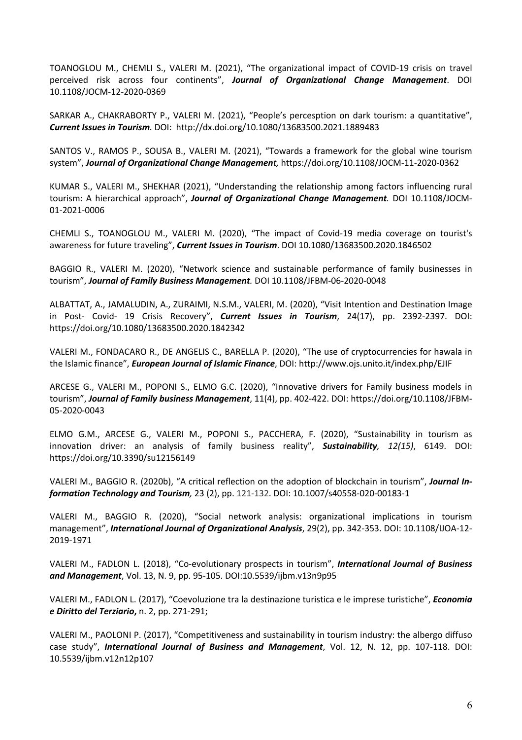TOANOGLOU M., CHEMLI S., VALERI M. (2021), "The organizational impact of COVID-19 crisis on travel perceived risk across four continents", ***Journal of Organizational Change Management***. DOI 10.1108/JOCM-12-2020-0369

SARKAR A., CHAKRABORTY P., VALERI M. (2021), "People's percesption on dark tourism: a quantitative", ***Current Issues in Tourism***. DOI: http://dx.doi.org/10.1080/13683500.2021.1889483

SANTOS V., RAMOS P., SOUSA B., VALERI M. (2021), "Towards a framework for the global wine tourism system", ***Journal of Organizational Change Managemen****t,* https://doi.org/10.1108/JOCM-11-2020-0362

KUMAR S., VALERI M., SHEKHAR (2021), "Understanding the relationship among factors influencing rural tourism: A hierarchical approach", ***Journal of Organizational Change Management.*** DOI 10.1108/JOCM-01-2021-0006

CHEMLI S., TOANOGLOU M., VALERI M. (2020), "The impact of Covid-19 media coverage on tourist's awareness for future traveling", ***Current Issues in Tourism***. DOI 10.1080/13683500.2020.1846502

BAGGIO R., VALERI M. (2020), "Network science and sustainable performance of family businesses in tourism", ***Journal of Family Business Management.*** DOI 10.1108/JFBM-06-2020-0048

ALBATTAT, A., JAMALUDIN, A., ZURAIMI, N.S.M., VALERI, M. (2020), "Visit Intention and Destination Image in Post- Covid- 19 Crisis Recovery", ***Current Issues in Tourism***, 24(17), pp. 2392-2397. DOI: https://doi.org/10.1080/13683500.2020.1842342

VALERI M., FONDACARO R., DE ANGELIS C., BARELLA P. (2020), "The use of cryptocurrencies for hawala in the Islamic finance", ***European Journal of Islamic Finance***, DOI: http://www.ojs.unito.it/index.php/EJIF

ARCESE G., VALERI M., POPONI S., ELMO G.C. (2020), "Innovative drivers for Family business models in tourism", ***Journal of Family business Management***, 11(4), pp. 402-422. DOI: https://doi.org/10.1108/JFBM-05-2020-0043

ELMO G.M., ARCESE G., VALERI M., POPONI S., PACCHERA, F. (2020), "Sustainability in tourism as innovation driver: an analysis of family business reality", ***Sustainability****, 12(15)*, 6149. DOI: https://doi.org/10.3390/su12156149

VALERI M., BAGGIO R. (2020b), "A critical reflection on the adoption of blockchain in tourism", ***Journal Information Technology and Tourism****,* 23 (2), pp. 121-132. DOI: 10.1007/s40558-020-00183-1

VALERI M., BAGGIO R. (2020), "Social network analysis: organizational implications in tourism management", ***International Journal of Organizational Analysis***, 29(2), pp. 342-353. DOI: 10.1108/IJOA-12-2019-1971

VALERI M., FADLON L. (2018), "Co-evolutionary prospects in tourism", ***International Journal of Business and Management***, Vol. 13, N. 9, pp. 95-105. DOI:10.5539/ijbm.v13n9p95

VALERI M., FADLON L. (2017), "Coevoluzione tra la destinazione turistica e le imprese turistiche", ***Economia e Diritto del Terziario*****,** n. 2, pp. 271-291;

VALERI M., PAOLONI P. (2017), "Competitiveness and sustainability in tourism industry: the albergo diffuso case study", ***International Journal of Business and Management***, Vol. 12, N. 12, pp. 107-118. DOI: 10.5539/ijbm.v12n12p107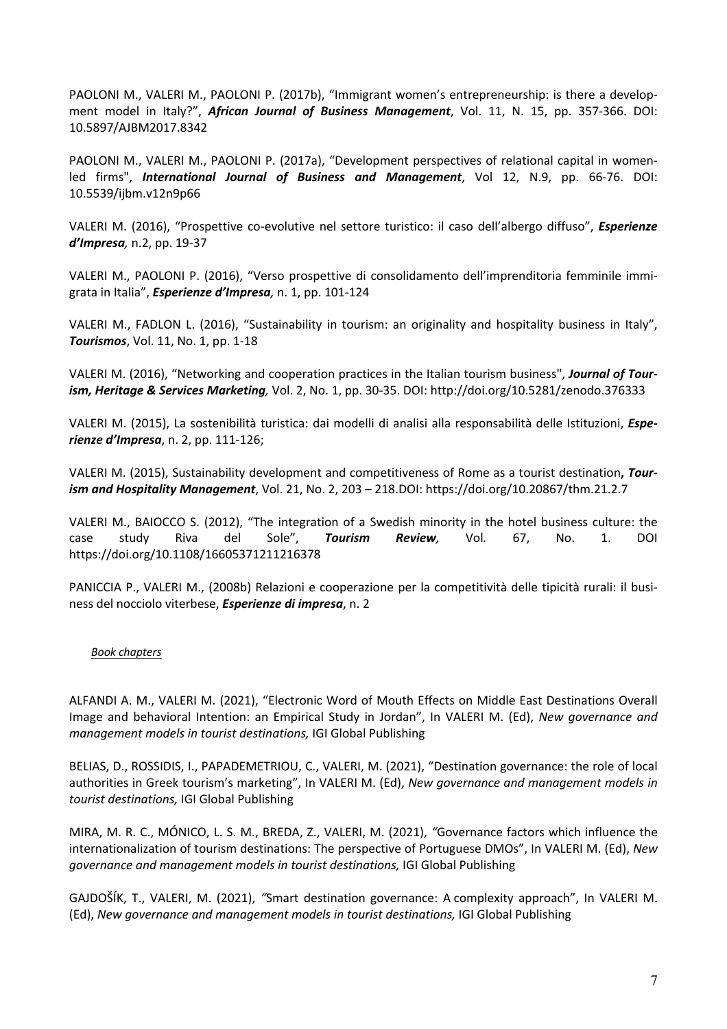PAOLONI M., VALERI M., PAOLONI P. (2017b), "Immigrant women's entrepreneurship: is there a development model in Italy?", ***African Journal of Business Management***, Vol. 11, N. 15, pp. 357-366. DOI: 10.5897/AJBM2017.8342

PAOLONI M., VALERI M., PAOLONI P. (2017a), "Development perspectives of relational capital in women-led firms", ***International Journal of Business and Management***, Vol 12, N.9, pp. 66-76. DOI: 10.5539/ijbm.v12n9p66

VALERI M. (2016), "Prospettive co-evolutive nel settore turistico: il caso dell'albergo diffuso", ***Esperienze d'Impresa,*** n.2, pp. 19-37

VALERI M., PAOLONI P. (2016), "Verso prospettive di consolidamento dell'imprenditoria femminile immigrata in Italia", ***Esperienze d'Impresa,*** n. 1, pp. 101-124

VALERI M., FADLON L. (2016), "Sustainability in tourism: an originality and hospitality business in Italy", ***Tourismos***, Vol. 11, No. 1, pp. 1-18

VALERI M. (2016), "Networking and cooperation practices in the Italian tourism business", ***Journal of Tourism, Heritage & Services Marketing,*** Vol. 2, No. 1, pp. 30-35. DOI: http://doi.org/10.5281/zenodo.376333

VALERI M. (2015), La sostenibilità turistica: dai modelli di analisi alla responsabilità delle Istituzioni, ***Esperienze d'Impresa***, n. 2, pp. 111-126;

VALERI M. (2015), Sustainability development and competitiveness of Rome as a tourist destination**, *Tourism and Hospitality Management***, Vol. 21, No. 2, 203 – 218.DOI: https://doi.org/10.20867/thm.21.2.7

VALERI M., BAIOCCO S. (2012), "The integration of a Swedish minority in the hotel business culture: the case study Riva del Sole", ***Tourism Review,*** Vol*.* 67, No. 1. DOI https://doi.org/10.1108/16605371211216378

PANICCIA P., VALERI M., (2008b) Relazioni e cooperazione per la competitività delle tipicità rurali: il business del nocciolo viterbese, ***Esperienze di impresa***, n. 2

*Book chapters*

ALFANDI A. M., VALERI M. (2021), "Electronic Word of Mouth Effects on Middle East Destinations Overall Image and behavioral Intention: an Empirical Study in Jordan", In VALERI M. (Ed), *New governance and management models in tourist destinations,* IGI Global Publishing

BELIAS, D., ROSSIDIS, I., PAPADEMETRIOU, C., VALERI, M. (2021), "Destination governance: the role of local authorities in Greek tourism's marketing", In VALERI M. (Ed), *New governance and management models in tourist destinations,* IGI Global Publishing

MIRA, M. R. C., MÓNICO, L. S. M., BREDA, Z., VALERI, M. (2021), *"*Governance factors which influence the internationalization of tourism destinations: The perspective of Portuguese DMOs", In VALERI M. (Ed), *New governance and management models in tourist destinations,* IGI Global Publishing

GAJDOŠÍK, T., VALERI, M. (2021), *"*Smart destination governance: A complexity approach", In VALERI M. (Ed), *New governance and management models in tourist destinations,* IGI Global Publishing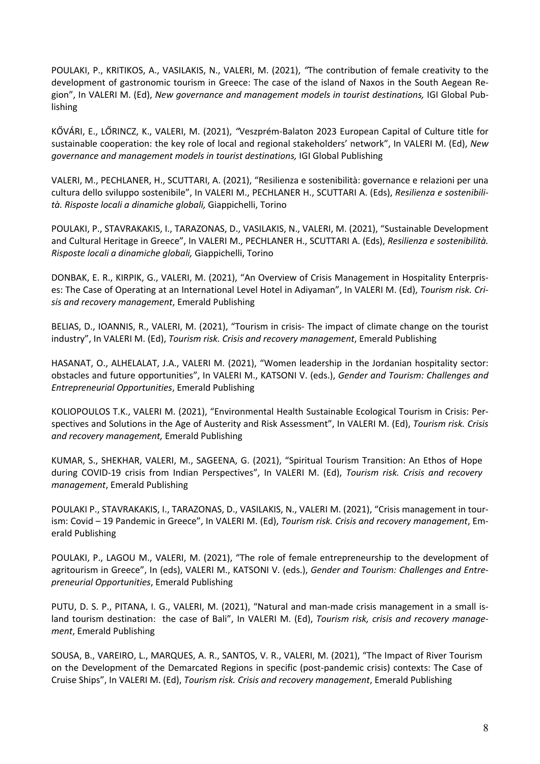POULAKI, P., KRITIKOS, A., VASILAKIS, N., VALERI, M. (2021), "The contribution of female creativity to the development of gastronomic tourism in Greece: The case of the island of Naxos in the South Aegean Region", In VALERI M. (Ed), *New governance and management models in tourist destinations,* IGI Global Publishing

KŐVÁRI, E., LŐRINCZ, K., VALERI, M. (2021), "Veszprém-Balaton 2023 European Capital of Culture title for sustainable cooperation: the key role of local and regional stakeholders' network", In VALERI M. (Ed), *New governance and management models in tourist destinations,* IGI Global Publishing

VALERI, M., PECHLANER, H., SCUTTARI, A. (2021), "Resilienza e sostenibilità: governance e relazioni per una cultura dello sviluppo sostenibile", In VALERI M., PECHLANER H., SCUTTARI A. (Eds), *Resilienza e sostenibilità. Risposte locali a dinamiche globali,* Giappichelli, Torino

POULAKI, P., STAVRAKAKIS, I., TARAZONAS, D., VASILAKIS, N., VALERI, M. (2021), "Sustainable Development and Cultural Heritage in Greece", In VALERI M., PECHLANER H., SCUTTARI A. (Eds), *Resilienza e sostenibilità. Risposte locali a dinamiche globali,* Giappichelli, Torino

DONBAK, E. R., KIRPIK, G., VALERI, M. (2021), "An Overview of Crisis Management in Hospitality Enterprises: The Case of Operating at an International Level Hotel in Adiyaman", In VALERI M. (Ed), *Tourism risk. Crisis and recovery management*, Emerald Publishing

BELIAS, D., IOANNIS, R., VALERI, M. (2021), "Tourism in crisis- The impact of climate change on the tourist industry", In VALERI M. (Ed), *Tourism risk. Crisis and recovery management*, Emerald Publishing

HASANAT, O., ALHELALAT, J.A., VALERI M. (2021), "Women leadership in the Jordanian hospitality sector: obstacles and future opportunities", In VALERI M., KATSONI V. (eds.), *Gender and Tourism: Challenges and Entrepreneurial Opportunities*, Emerald Publishing

KOLIOPOULOS T.K., VALERI M. (2021), "Environmental Health Sustainable Ecological Tourism in Crisis: Perspectives and Solutions in the Age of Austerity and Risk Assessment", In VALERI M. (Ed), *Tourism risk. Crisis and recovery management,* Emerald Publishing

KUMAR, S., SHEKHAR, VALERI, M., SAGEENA, G. (2021), "Spiritual Tourism Transition: An Ethos of Hope during COVID-19 crisis from Indian Perspectives", In VALERI M. (Ed), *Tourism risk. Crisis and recovery management*, Emerald Publishing

POULAKI P., STAVRAKAKIS, I., TARAZONAS, D., VASILAKIS, N., VALERI M. (2021), "Crisis management in tourism: Covid – 19 Pandemic in Greece", In VALERI M. (Ed), *Tourism risk. Crisis and recovery management*, Emerald Publishing

POULAKI, P., LAGOU M., VALERI, M. (2021), "The role of female entrepreneurship to the development of agritourism in Greece", In (eds), VALERI M., KATSONI V. (eds.), *Gender and Tourism: Challenges and Entrepreneurial Opportunities*, Emerald Publishing

PUTU, D. S. P., PITANA, I. G., VALERI, M. (2021), "Natural and man-made crisis management in a small island tourism destination: the case of Bali", In VALERI M. (Ed), *Tourism risk, crisis and recovery management*, Emerald Publishing

SOUSA, B., VAREIRO, L., MARQUES, A. R., SANTOS, V. R., VALERI, M. (2021), "The Impact of River Tourism on the Development of the Demarcated Regions in specific (post-pandemic crisis) contexts: The Case of Cruise Ships", In VALERI M. (Ed), *Tourism risk. Crisis and recovery management*, Emerald Publishing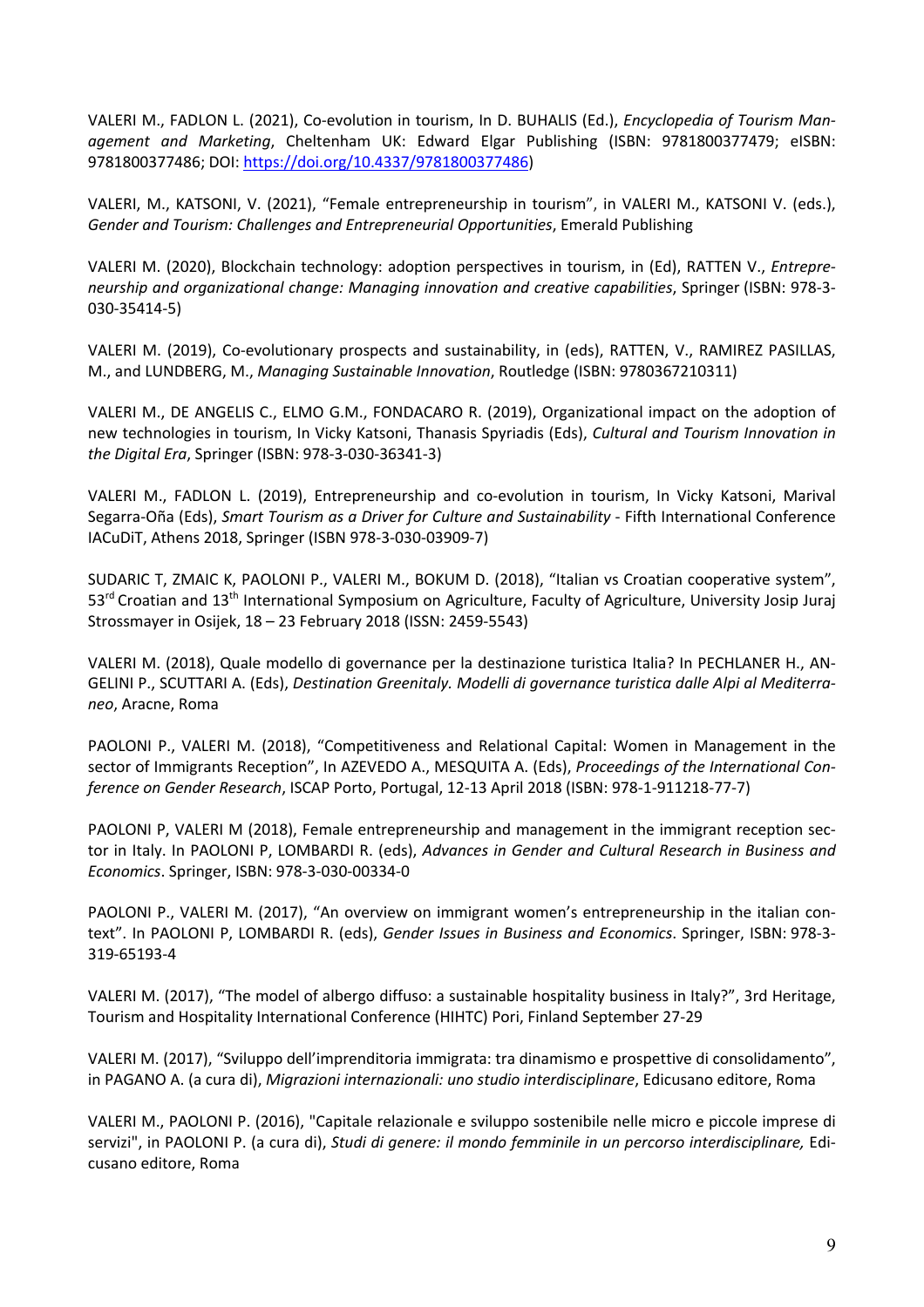VALERI M., FADLON L. (2021), Co-evolution in tourism, In D. BUHALIS (Ed.), *Encyclopedia of Tourism Management and Marketing*, Cheltenham UK: Edward Elgar Publishing (ISBN: 9781800377479; eISBN: 9781800377486; DOI: https://doi.org/10.4337/9781800377486)

VALERI, M., KATSONI, V. (2021), "Female entrepreneurship in tourism", in VALERI M., KATSONI V. (eds.), *Gender and Tourism: Challenges and Entrepreneurial Opportunities*, Emerald Publishing

VALERI M. (2020), Blockchain technology: adoption perspectives in tourism, in (Ed), RATTEN V., *Entrepreneurship and organizational change: Managing innovation and creative capabilities*, Springer (ISBN: 978-3-030-35414-5)

VALERI M. (2019), Co-evolutionary prospects and sustainability, in (eds), RATTEN, V., RAMIREZ PASILLAS, M., and LUNDBERG, M., *Managing Sustainable Innovation*, Routledge (ISBN: 9780367210311)

VALERI M., DE ANGELIS C., ELMO G.M., FONDACARO R. (2019), Organizational impact on the adoption of new technologies in tourism, In Vicky Katsoni, Thanasis Spyriadis (Eds), *Cultural and Tourism Innovation in the Digital Era*, Springer (ISBN: 978-3-030-36341-3)

VALERI M., FADLON L. (2019), Entrepreneurship and co-evolution in tourism, In Vicky Katsoni, Marival Segarra-Oña (Eds), *Smart Tourism as a Driver for Culture and Sustainability* - Fifth International Conference IACuDiT, Athens 2018, Springer (ISBN 978-3-030-03909-7)

SUDARIC T, ZMAIC K, PAOLONI P., VALERI M., BOKUM D. (2018), "Italian vs Croatian cooperative system", 53rd Croatian and 13th International Symposium on Agriculture, Faculty of Agriculture, University Josip Juraj Strossmayer in Osijek, 18 – 23 February 2018 (ISSN: 2459-5543)

VALERI M. (2018), Quale modello di governance per la destinazione turistica Italia? In PECHLANER H., ANGELINI P., SCUTTARI A. (Eds), *Destination Greenitaly. Modelli di governance turistica dalle Alpi al Mediterraneo*, Aracne, Roma

PAOLONI P., VALERI M. (2018), "Competitiveness and Relational Capital: Women in Management in the sector of Immigrants Reception", In AZEVEDO A., MESQUITA A. (Eds), *Proceedings of the International Conference on Gender Research*, ISCAP Porto, Portugal, 12-13 April 2018 (ISBN: 978-1-911218-77-7)

PAOLONI P, VALERI M (2018), Female entrepreneurship and management in the immigrant reception sector in Italy. In PAOLONI P, LOMBARDI R. (eds), *Advances in Gender and Cultural Research in Business and Economics*. Springer, ISBN: 978-3-030-00334-0

PAOLONI P., VALERI M. (2017), "An overview on immigrant women's entrepreneurship in the italian context". In PAOLONI P, LOMBARDI R. (eds), *Gender Issues in Business and Economics*. Springer, ISBN: 978-3-319-65193-4

VALERI M. (2017), "The model of albergo diffuso: a sustainable hospitality business in Italy?", 3rd Heritage, Tourism and Hospitality International Conference (HIHTC) Pori, Finland September 27-29

VALERI M. (2017), "Sviluppo dell'imprenditoria immigrata: tra dinamismo e prospettive di consolidamento", in PAGANO A. (a cura di), *Migrazioni internazionali: uno studio interdisciplinare*, Edicusano editore, Roma

VALERI M., PAOLONI P. (2016), "Capitale relazionale e sviluppo sostenibile nelle micro e piccole imprese di servizi", in PAOLONI P. (a cura di), *Studi di genere: il mondo femminile in un percorso interdisciplinare,* Edicusano editore, Roma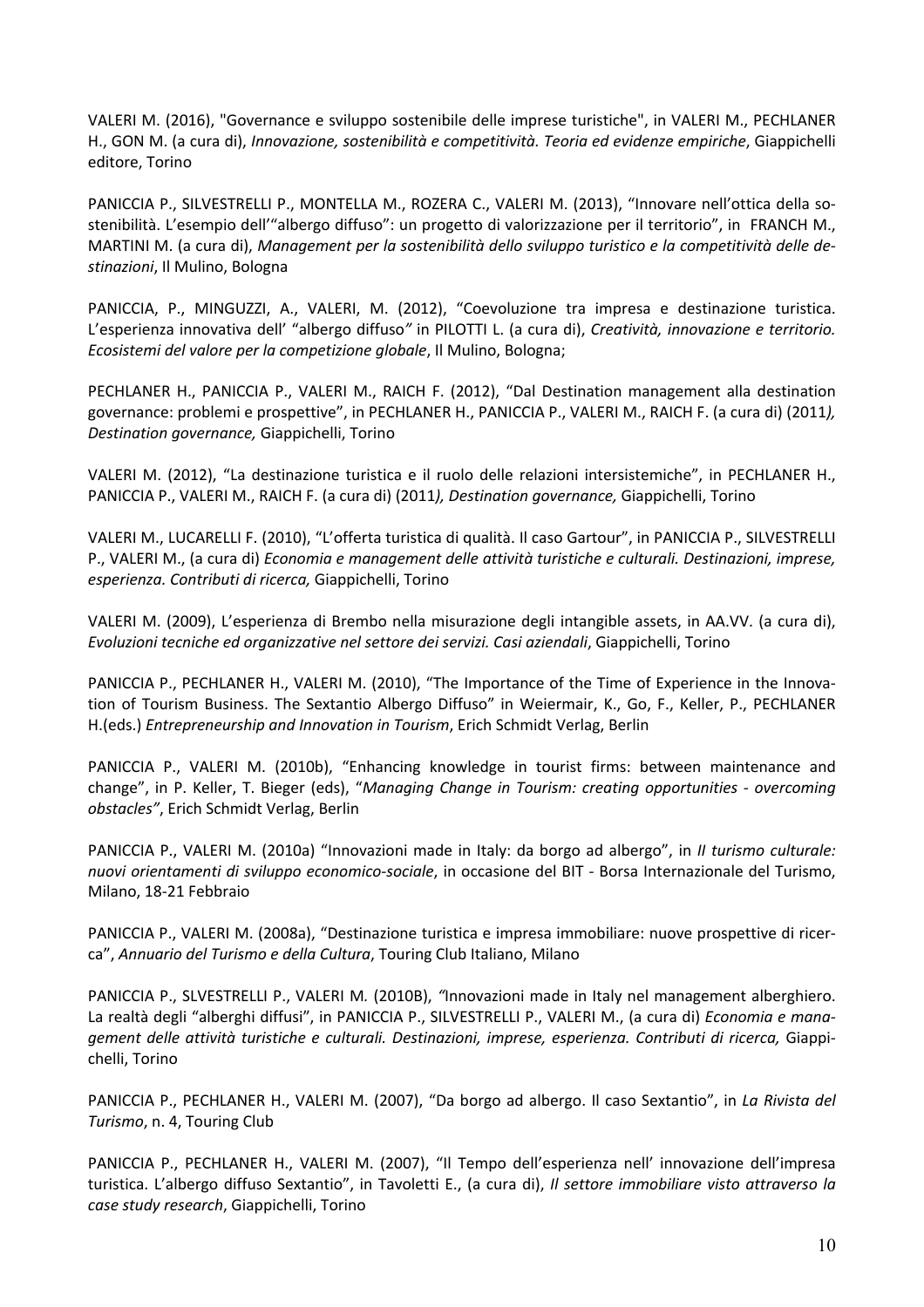VALERI M. (2016), "Governance e sviluppo sostenibile delle imprese turistiche", in VALERI M., PECHLANER H., GON M. (a cura di), *Innovazione, sostenibilità e competitività. Teoria ed evidenze empiriche*, Giappichelli editore, Torino

PANICCIA P., SILVESTRELLI P., MONTELLA M., ROZERA C., VALERI M. (2013), "Innovare nell'ottica della sostenibilità. L'esempio dell'"albergo diffuso": un progetto di valorizzazione per il territorio", in FRANCH M., MARTINI M. (a cura di), *Management per la sostenibilità dello sviluppo turistico e la competitività delle destinazioni*, Il Mulino, Bologna

PANICCIA, P., MINGUZZI, A., VALERI, M. (2012), "Coevoluzione tra impresa e destinazione turistica. L'esperienza innovativa dell' "albergo diffuso" in PILOTTI L. (a cura di), *Creatività, innovazione e territorio. Ecosistemi del valore per la competizione globale*, Il Mulino, Bologna;

PECHLANER H., PANICCIA P., VALERI M., RAICH F. (2012), "Dal Destination management alla destination governance: problemi e prospettive", in PECHLANER H., PANICCIA P., VALERI M., RAICH F. (a cura di) (2011*), Destination governance,* Giappichelli, Torino

VALERI M. (2012), "La destinazione turistica e il ruolo delle relazioni intersistemiche", in PECHLANER H., PANICCIA P., VALERI M., RAICH F. (a cura di) (2011*), Destination governance,* Giappichelli, Torino

VALERI M., LUCARELLI F. (2010), "L'offerta turistica di qualità. Il caso Gartour", in PANICCIA P., SILVESTRELLI P., VALERI M., (a cura di) *Economia e management delle attività turistiche e culturali. Destinazioni, imprese, esperienza. Contributi di ricerca,* Giappichelli, Torino

VALERI M. (2009), L'esperienza di Brembo nella misurazione degli intangible assets, in AA.VV. (a cura di), *Evoluzioni tecniche ed organizzative nel settore dei servizi. Casi aziendali*, Giappichelli, Torino

PANICCIA P., PECHLANER H., VALERI M. (2010), "The Importance of the Time of Experience in the Innovation of Tourism Business. The Sextantio Albergo Diffuso" in Weiermair, K., Go, F., Keller, P., PECHLANER H.(eds.) *Entrepreneurship and Innovation in Tourism*, Erich Schmidt Verlag, Berlin

PANICCIA P., VALERI M. (2010b), "Enhancing knowledge in tourist firms: between maintenance and change", in P. Keller, T. Bieger (eds), "*Managing Change in Tourism: creating opportunities - overcoming obstacles"*, Erich Schmidt Verlag, Berlin

PANICCIA P., VALERI M. (2010a) "Innovazioni made in Italy: da borgo ad albergo", in *Il turismo culturale: nuovi orientamenti di sviluppo economico-sociale*, in occasione del BIT - Borsa Internazionale del Turismo, Milano, 18-21 Febbraio

PANICCIA P., VALERI M. (2008a), "Destinazione turistica e impresa immobiliare: nuove prospettive di ricerca", *Annuario del Turismo e della Cultura*, Touring Club Italiano, Milano

PANICCIA P., SLVESTRELLI P., VALERI M. (2010B), *"*Innovazioni made in Italy nel management alberghiero. La realtà degli "alberghi diffusi", in PANICCIA P., SILVESTRELLI P., VALERI M., (a cura di) *Economia e management delle attività turistiche e culturali. Destinazioni, imprese, esperienza. Contributi di ricerca,* Giappichelli, Torino

PANICCIA P., PECHLANER H., VALERI M. (2007), "Da borgo ad albergo. Il caso Sextantio", in *La Rivista del Turismo*, n. 4, Touring Club

PANICCIA P., PECHLANER H., VALERI M. (2007), "Il Tempo dell'esperienza nell' innovazione dell'impresa turistica. L'albergo diffuso Sextantio", in Tavoletti E., (a cura di), *Il settore immobiliare visto attraverso la case study research*, Giappichelli, Torino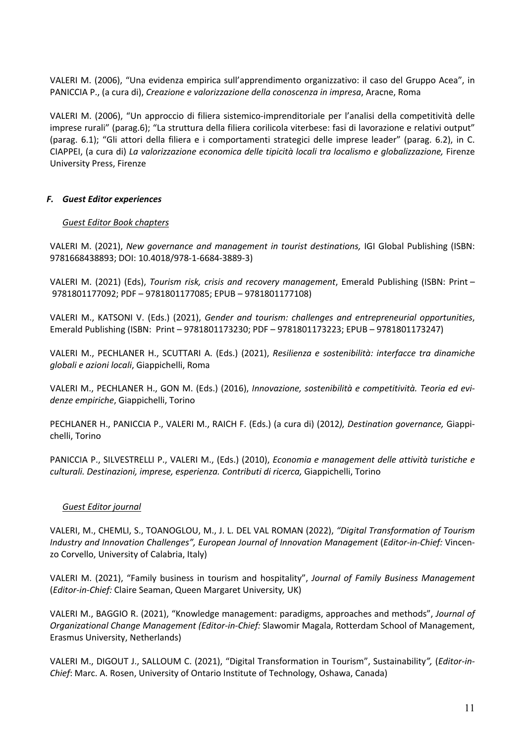VALERI M. (2006), "Una evidenza empirica sull'apprendimento organizzativo: il caso del Gruppo Acea", in PANICCIA P., (a cura di), *Creazione e valorizzazione della conoscenza in impresa*, Aracne, Roma

VALERI M. (2006), "Un approccio di filiera sistemico-imprenditoriale per l'analisi della competitività delle imprese rurali" (parag.6); "La struttura della filiera corilicola viterbese: fasi di lavorazione e relativi output" (parag. 6.1); "Gli attori della filiera e i comportamenti strategici delle imprese leader" (parag. 6.2), in C. CIAPPEI, (a cura di) *La valorizzazione economica delle tipicità locali tra localismo e globalizzazione,* Firenze University Press, Firenze

### *F. Guest Editor experiences*

*Guest Editor Book chapters*

VALERI M. (2021), *New governance and management in tourist destinations,* IGI Global Publishing (ISBN: 9781668438893; DOI: 10.4018/978-1-6684-3889-3)

VALERI M. (2021) (Eds), *Tourism risk, crisis and recovery management*, Emerald Publishing (ISBN: Print – 9781801177092; PDF – 9781801177085; EPUB – 9781801177108)

VALERI M., KATSONI V. (Eds.) (2021), *Gender and tourism: challenges and entrepreneurial opportunities*, Emerald Publishing (ISBN: Print – 9781801173230; PDF – 9781801173223; EPUB – 9781801173247)

VALERI M., PECHLANER H., SCUTTARI A. (Eds.) (2021), *Resilienza e sostenibilità: interfacce tra dinamiche globali e azioni locali*, Giappichelli, Roma

VALERI M., PECHLANER H., GON M. (Eds.) (2016), *Innovazione, sostenibilità e competitività. Teoria ed evidenze empiriche*, Giappichelli, Torino

PECHLANER H., PANICCIA P., VALERI M., RAICH F. (Eds.) (a cura di) (2012*), Destination governance,* Giappichelli, Torino

PANICCIA P., SILVESTRELLI P., VALERI M., (Eds.) (2010), *Economia e management delle attività turistiche e culturali. Destinazioni, imprese, esperienza. Contributi di ricerca,* Giappichelli, Torino

*Guest Editor journal*

VALERI, M., CHEMLI, S., TOANOGLOU, M., J. L. DEL VAL ROMAN (2022), *"Digital Transformation of Tourism Industry and Innovation Challenges", European Journal of Innovation Management* (*Editor-in-Chief:* Vincenzo Corvello, University of Calabria, Italy)

VALERI M. (2021), "Family business in tourism and hospitality", *Journal of Family Business Management* (*Editor-in-Chief:* Claire Seaman, Queen Margaret University*,* UK)

VALERI M., BAGGIO R. (2021), "Knowledge management: paradigms, approaches and methods", *Journal of Organizational Change Management (Editor-in-Chief:* Slawomir Magala, Rotterdam School of Management, Erasmus University, Netherlands)

VALERI M., DIGOUT J., SALLOUM C. (2021), "Digital Transformation in Tourism", Sustainability*",* (*Editor-in-Chief*: Marc. A. Rosen, University of Ontario Institute of Technology, Oshawa, Canada)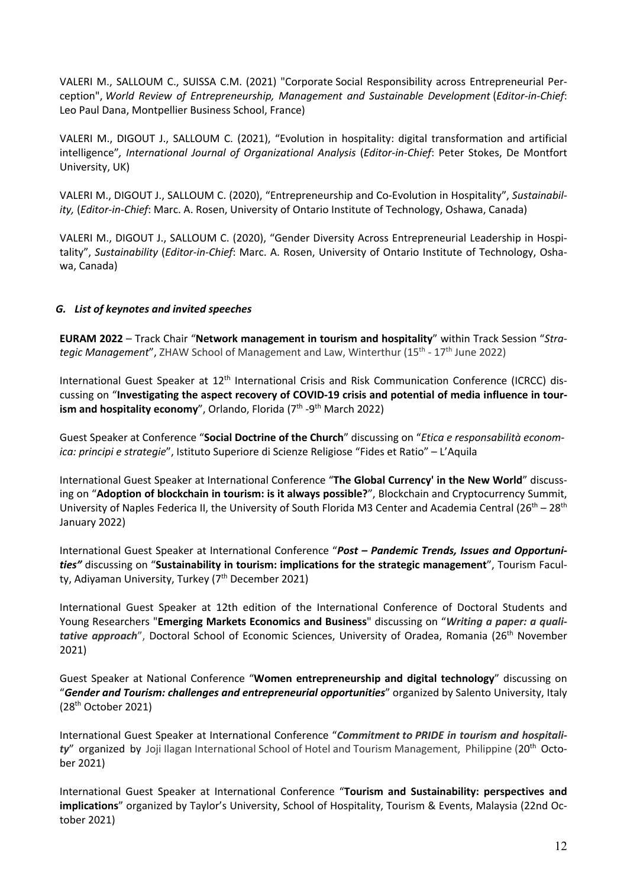VALERI M., SALLOUM C., SUISSA C.M. (2021) "Corporate Social Responsibility across Entrepreneurial Perception", *World Review of Entrepreneurship, Management and Sustainable Development* (*Editor-in-Chief*: Leo Paul Dana, Montpellier Business School, France)

VALERI M., DIGOUT J., SALLOUM C. (2021), "Evolution in hospitality: digital transformation and artificial intelligence", *International Journal of Organizational Analysis* (*Editor-in-Chief*: Peter Stokes, De Montfort University, UK)

VALERI M., DIGOUT J., SALLOUM C. (2020), "Entrepreneurship and Co-Evolution in Hospitality", *Sustainability,* (*Editor-in-Chief*: Marc. A. Rosen, University of Ontario Institute of Technology, Oshawa, Canada)

VALERI M., DIGOUT J., SALLOUM C. (2020), "Gender Diversity Across Entrepreneurial Leadership in Hospitality", *Sustainability* (*Editor-in-Chief*: Marc. A. Rosen, University of Ontario Institute of Technology, Oshawa, Canada)

### *G. List of keynotes and invited speeches*

**EURAM 2022** – Track Chair "**Network management in tourism and hospitality**" within Track Session "*Strategic Management*", ZHAW School of Management and Law, Winterthur (15th - 17th June 2022)

International Guest Speaker at 12th International Crisis and Risk Communication Conference (ICRCC) discussing on "**Investigating the aspect recovery of COVID-19 crisis and potential of media influence in tourism and hospitality economy**", Orlando, Florida (7th -9th March 2022)

Guest Speaker at Conference "**Social Doctrine of the Church**" discussing on "*Etica e responsabilità economica: principi e strategie*", Istituto Superiore di Scienze Religiose "Fides et Ratio" – L'Aquila

International Guest Speaker at International Conference "**The Global Currency' in the New World**" discussing on "**Adoption of blockchain in tourism: is it always possible?**", Blockchain and Cryptocurrency Summit, University of Naples Federica II, the University of South Florida M3 Center and Academia Central (26th – 28th January 2022)

International Guest Speaker at International Conference "***Post – Pandemic Trends, Issues and Opportunities"*** discussing on "**Sustainability in tourism: implications for the strategic management**", Tourism Faculty, Adiyaman University, Turkey (7th December 2021)

International Guest Speaker at 12th edition of the International Conference of Doctoral Students and Young Researchers "**Emerging Markets Economics and Business**" discussing on "***Writing a paper: a qualitative approach***", Doctoral School of Economic Sciences, University of Oradea, Romania (26th November 2021)

Guest Speaker at National Conference "**Women entrepreneurship and digital technology**" discussing on "***Gender and Tourism: challenges and entrepreneurial opportunities***" organized by Salento University, Italy (28th October 2021)

International Guest Speaker at International Conference "***Commitment to PRIDE in tourism and hospitality***" organized by Joji Ilagan International School of Hotel and Tourism Management, Philippine (20th October 2021)

International Guest Speaker at International Conference "**Tourism and Sustainability: perspectives and implications**" organized by Taylor's University, School of Hospitality, Tourism & Events, Malaysia (22nd October 2021)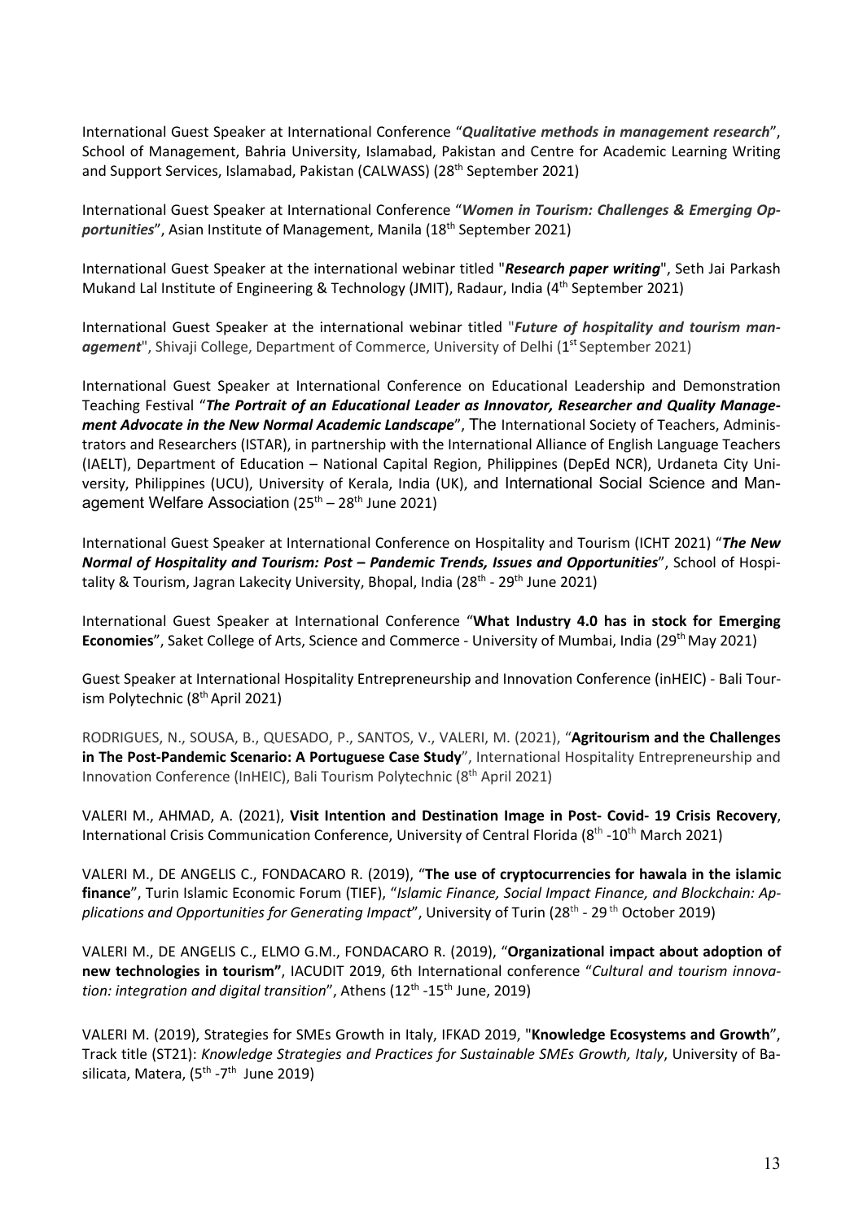International Guest Speaker at International Conference "***Qualitative methods in management research***", School of Management, Bahria University, Islamabad, Pakistan and Centre for Academic Learning Writing and Support Services, Islamabad, Pakistan (CALWASS) (28th September 2021)

International Guest Speaker at International Conference "***Women in Tourism: Challenges & Emerging Opportunities***", Asian Institute of Management, Manila (18th September 2021)

International Guest Speaker at the international webinar titled "***Research paper writing***", Seth Jai Parkash Mukand Lal Institute of Engineering & Technology (JMIT), Radaur, India (4th September 2021)

International Guest Speaker at the international webinar titled "***Future of hospitality and tourism management***", Shivaji College, Department of Commerce, University of Delhi (1st September 2021)

International Guest Speaker at International Conference on Educational Leadership and Demonstration Teaching Festival "***The Portrait of an Educational Leader as Innovator, Researcher and Quality Management Advocate in the New Normal Academic Landscape***", The International Society of Teachers, Administrators and Researchers (ISTAR), in partnership with the International Alliance of English Language Teachers (IAELT), Department of Education – National Capital Region, Philippines (DepEd NCR), Urdaneta City University, Philippines (UCU), University of Kerala, India (UK), and International Social Science and Management Welfare Association (25th – 28th June 2021)

International Guest Speaker at International Conference on Hospitality and Tourism (ICHT 2021) "***The New Normal of Hospitality and Tourism: Post – Pandemic Trends, Issues and Opportunities***", School of Hospitality & Tourism, Jagran Lakecity University, Bhopal, India (28th - 29th June 2021)

International Guest Speaker at International Conference "**What Industry 4.0 has in stock for Emerging Economies**", Saket College of Arts, Science and Commerce - University of Mumbai, India (29th May 2021)

Guest Speaker at International Hospitality Entrepreneurship and Innovation Conference (inHEIC) - Bali Tourism Polytechnic (8th April 2021)

RODRIGUES, N., SOUSA, B., QUESADO, P., SANTOS, V., VALERI, M. (2021), "**Agritourism and the Challenges in The Post-Pandemic Scenario: A Portuguese Case Study**", International Hospitality Entrepreneurship and Innovation Conference (InHEIC), Bali Tourism Polytechnic (8th April 2021)

VALERI M., AHMAD, A. (2021), **Visit Intention and Destination Image in Post- Covid- 19 Crisis Recovery**, International Crisis Communication Conference, University of Central Florida (8th -10th March 2021)

VALERI M., DE ANGELIS C., FONDACARO R. (2019), "**The use of cryptocurrencies for hawala in the islamic finance**", Turin Islamic Economic Forum (TIEF), "*Islamic Finance, Social Impact Finance, and Blockchain: Applications and Opportunities for Generating Impact*", University of Turin (28th - 29th October 2019)

VALERI M., DE ANGELIS C., ELMO G.M., FONDACARO R. (2019), "**Organizational impact about adoption of new technologies in tourism"**, IACUDIT 2019, 6th International conference "*Cultural and tourism innovation: integration and digital transition*", Athens (12th -15th June, 2019)

VALERI M. (2019), Strategies for SMEs Growth in Italy, IFKAD 2019, "**Knowledge Ecosystems and Growth**", Track title (ST21): *Knowledge Strategies and Practices for Sustainable SMEs Growth, Italy*, University of Basilicata, Matera, (5th -7th June 2019)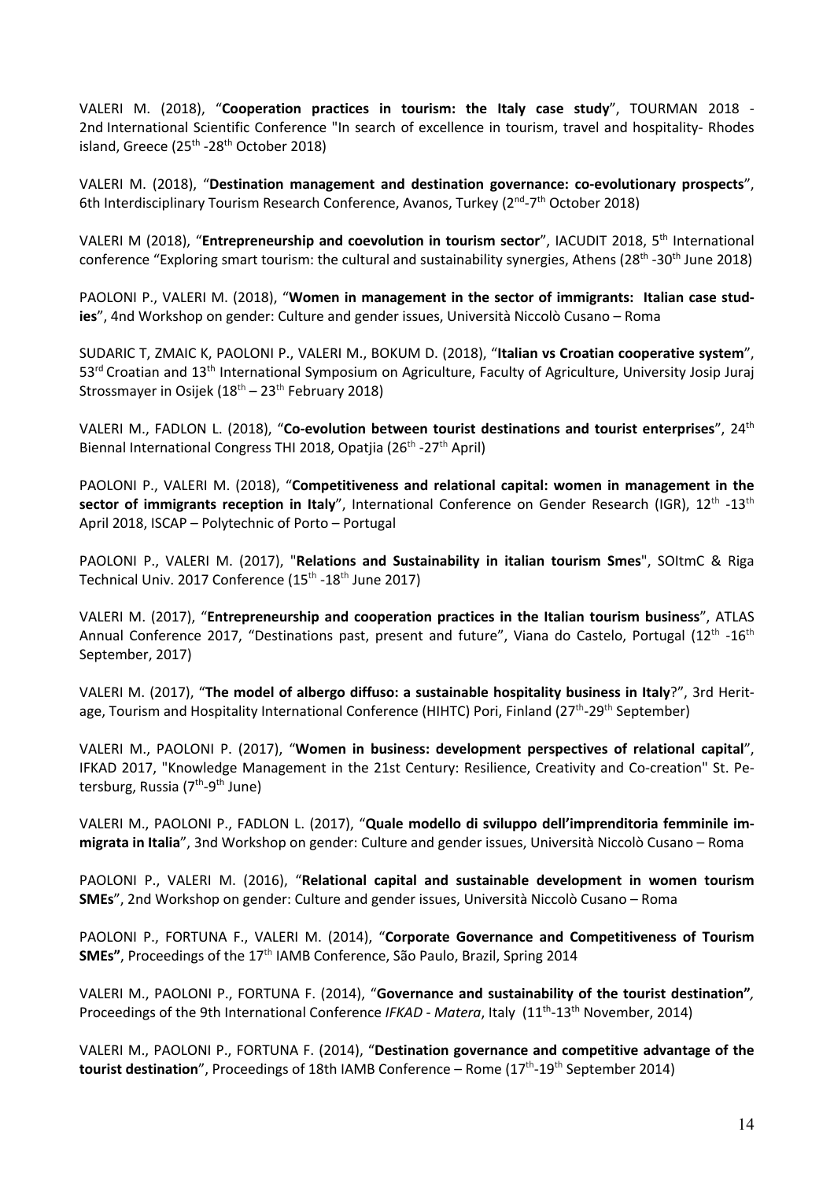VALERI M. (2018), “**Cooperation practices in tourism: the Italy case study**”, TOURMAN 2018 - 2nd International Scientific Conference "In search of excellence in tourism, travel and hospitality- Rhodes island, Greece (25th -28th October 2018)

VALERI M. (2018), “**Destination management and destination governance: co-evolutionary prospects**”, 6th Interdisciplinary Tourism Research Conference, Avanos, Turkey (2nd-7th October 2018)

VALERI M (2018), “**Entrepreneurship and coevolution in tourism sector**”, IACUDIT 2018, 5th International conference “Exploring smart tourism: the cultural and sustainability synergies, Athens (28th -30th June 2018)

PAOLONI P., VALERI M. (2018), “**Women in management in the sector of immigrants: Italian case studies**”, 4nd Workshop on gender: Culture and gender issues, Università Niccolò Cusano – Roma

SUDARIC T, ZMAIC K, PAOLONI P., VALERI M., BOKUM D. (2018), “**Italian vs Croatian cooperative system**”, 53rd Croatian and 13th International Symposium on Agriculture, Faculty of Agriculture, University Josip Juraj Strossmayer in Osijek (18th – 23th February 2018)

VALERI M., FADLON L. (2018), “**Co-evolution between tourist destinations and tourist enterprises**”, 24th Biennal International Congress THI 2018, Opatjia (26th -27th April)

PAOLONI P., VALERI M. (2018), “**Competitiveness and relational capital: women in management in the sector of immigrants reception in Italy**”, International Conference on Gender Research (IGR), 12th -13th April 2018, ISCAP – Polytechnic of Porto – Portugal

PAOLONI P., VALERI M. (2017), "**Relations and Sustainability in italian tourism Smes**", SOItmC & Riga Technical Univ. 2017 Conference (15th -18th June 2017)

VALERI M. (2017), “**Entrepreneurship and cooperation practices in the Italian tourism business**”, ATLAS Annual Conference 2017, “Destinations past, present and future”, Viana do Castelo, Portugal (12th -16th September, 2017)

VALERI M. (2017), “**The model of albergo diffuso: a sustainable hospitality business in Italy**?”, 3rd Heritage, Tourism and Hospitality International Conference (HIHTC) Pori, Finland (27th-29th September)

VALERI M., PAOLONI P. (2017), “**Women in business: development perspectives of relational capital**”, IFKAD 2017, "Knowledge Management in the 21st Century: Resilience, Creativity and Co-creation" St. Petersburg, Russia (7th-9th June)

VALERI M., PAOLONI P., FADLON L. (2017), “**Quale modello di sviluppo dell’imprenditoria femminile immigrata in Italia**”, 3nd Workshop on gender: Culture and gender issues, Università Niccolò Cusano – Roma

PAOLONI P., VALERI M. (2016), “**Relational capital and sustainable development in women tourism SMEs**”, 2nd Workshop on gender: Culture and gender issues, Università Niccolò Cusano – Roma

PAOLONI P., FORTUNA F., VALERI M. (2014), “**Corporate Governance and Competitiveness of Tourism SMEs”**, Proceedings of the 17th IAMB Conference, São Paulo, Brazil, Spring 2014

VALERI M., PAOLONI P., FORTUNA F. (2014), “**Governance and sustainability of the tourist destination”***,* Proceedings of the 9th International Conference *IFKAD - Matera*, Italy (11th-13th November, 2014)

VALERI M., PAOLONI P., FORTUNA F. (2014), “**Destination governance and competitive advantage of the tourist destination**”, Proceedings of 18th IAMB Conference – Rome (17th-19th September 2014)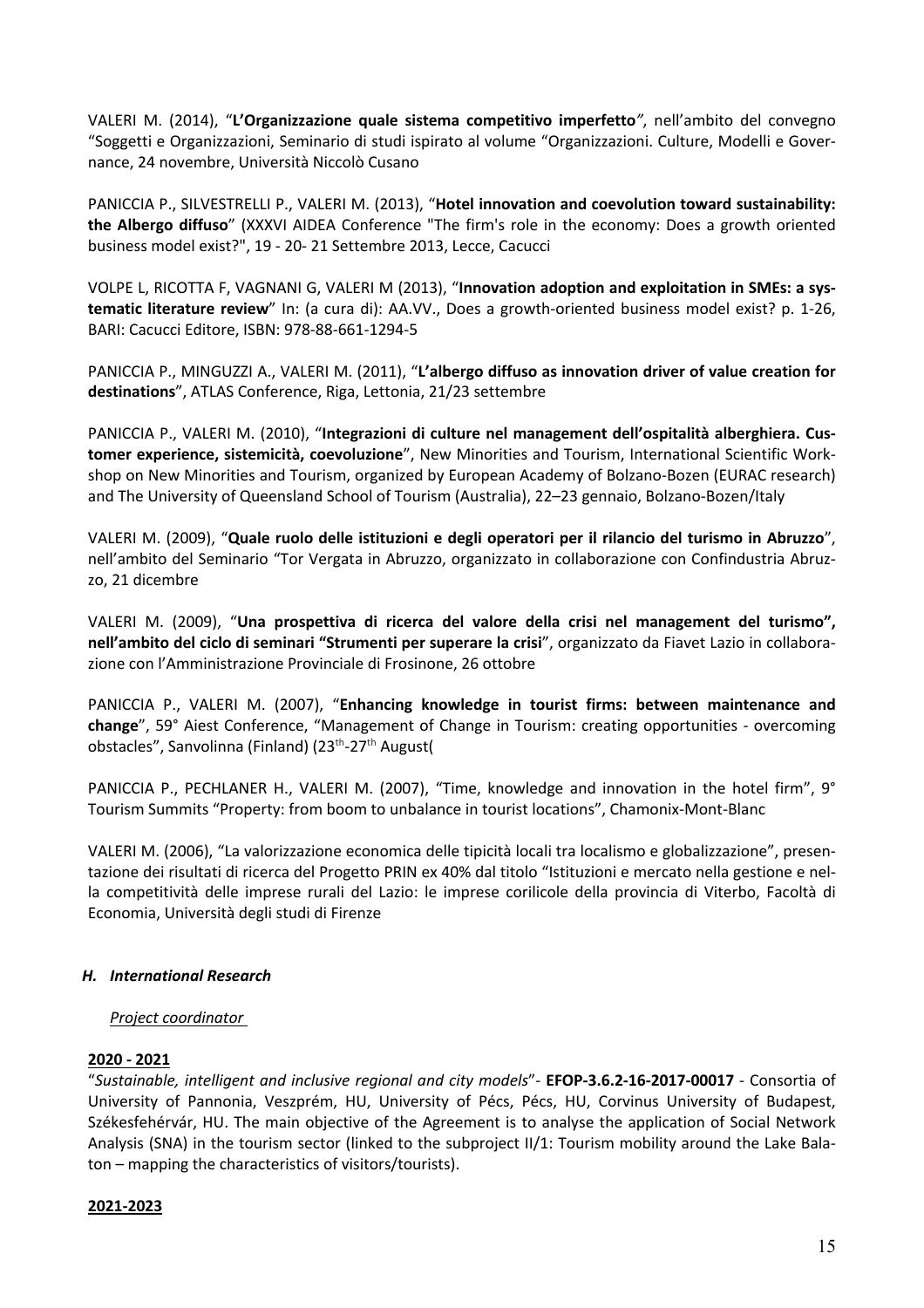VALERI M. (2014), "**L'Organizzazione quale sistema competitivo imperfetto**", nell'ambito del convegno "Soggetti e Organizzazioni, Seminario di studi ispirato al volume "Organizzazioni. Culture, Modelli e Governance, 24 novembre, Università Niccolò Cusano

PANICCIA P., SILVESTRELLI P., VALERI M. (2013), "**Hotel innovation and coevolution toward sustainability: the Albergo diffuso**" (XXXVI AIDEA Conference "The firm's role in the economy: Does a growth oriented business model exist?", 19 - 20- 21 Settembre 2013, Lecce, Cacucci

VOLPE L, RICOTTA F, VAGNANI G, VALERI M (2013), "**Innovation adoption and exploitation in SMEs: a systematic literature review**" In: (a cura di): AA.VV., Does a growth-oriented business model exist? p. 1-26, BARI: Cacucci Editore, ISBN: 978-88-661-1294-5

PANICCIA P., MINGUZZI A., VALERI M. (2011), "**L'albergo diffuso as innovation driver of value creation for destinations**", ATLAS Conference, Riga, Lettonia, 21/23 settembre

PANICCIA P., VALERI M. (2010), "**Integrazioni di culture nel management dell'ospitalità alberghiera. Customer experience, sistemicità, coevoluzione**", New Minorities and Tourism, International Scientific Workshop on New Minorities and Tourism, organized by European Academy of Bolzano-Bozen (EURAC research) and The University of Queensland School of Tourism (Australia), 22–23 gennaio, Bolzano-Bozen/Italy

VALERI M. (2009), "**Quale ruolo delle istituzioni e degli operatori per il rilancio del turismo in Abruzzo**", nell'ambito del Seminario "Tor Vergata in Abruzzo, organizzato in collaborazione con Confindustria Abruzzo, 21 dicembre

VALERI M. (2009), "**Una prospettiva di ricerca del valore della crisi nel management del turismo", nell'ambito del ciclo di seminari "Strumenti per superare la crisi**", organizzato da Fiavet Lazio in collaborazione con l'Amministrazione Provinciale di Frosinone, 26 ottobre

PANICCIA P., VALERI M. (2007), "**Enhancing knowledge in tourist firms: between maintenance and change**", 59° Aiest Conference, "Management of Change in Tourism: creating opportunities - overcoming obstacles", Sanvolinna (Finland) (23th-27th August(

PANICCIA P., PECHLANER H., VALERI M. (2007), "Time, knowledge and innovation in the hotel firm", 9° Tourism Summits "Property: from boom to unbalance in tourist locations", Chamonix-Mont-Blanc

VALERI M. (2006), "La valorizzazione economica delle tipicità locali tra localismo e globalizzazione", presentazione dei risultati di ricerca del Progetto PRIN ex 40% dal titolo "Istituzioni e mercato nella gestione e nella competitività delle imprese rurali del Lazio: le imprese corilicole della provincia di Viterbo, Facoltà di Economia, Università degli studi di Firenze

### *H. International Research*

*Project coordinator*

**2020 - 2021**

"*Sustainable, intelligent and inclusive regional and city models*"- **EFOP-3.6.2-16-2017-00017** - Consortia of University of Pannonia, Veszprém, HU, University of Pécs, Pécs, HU, Corvinus University of Budapest, Székesfehérvár, HU. The main objective of the Agreement is to analyse the application of Social Network Analysis (SNA) in the tourism sector (linked to the subproject II/1: Tourism mobility around the Lake Balaton – mapping the characteristics of visitors/tourists).

**2021-2023**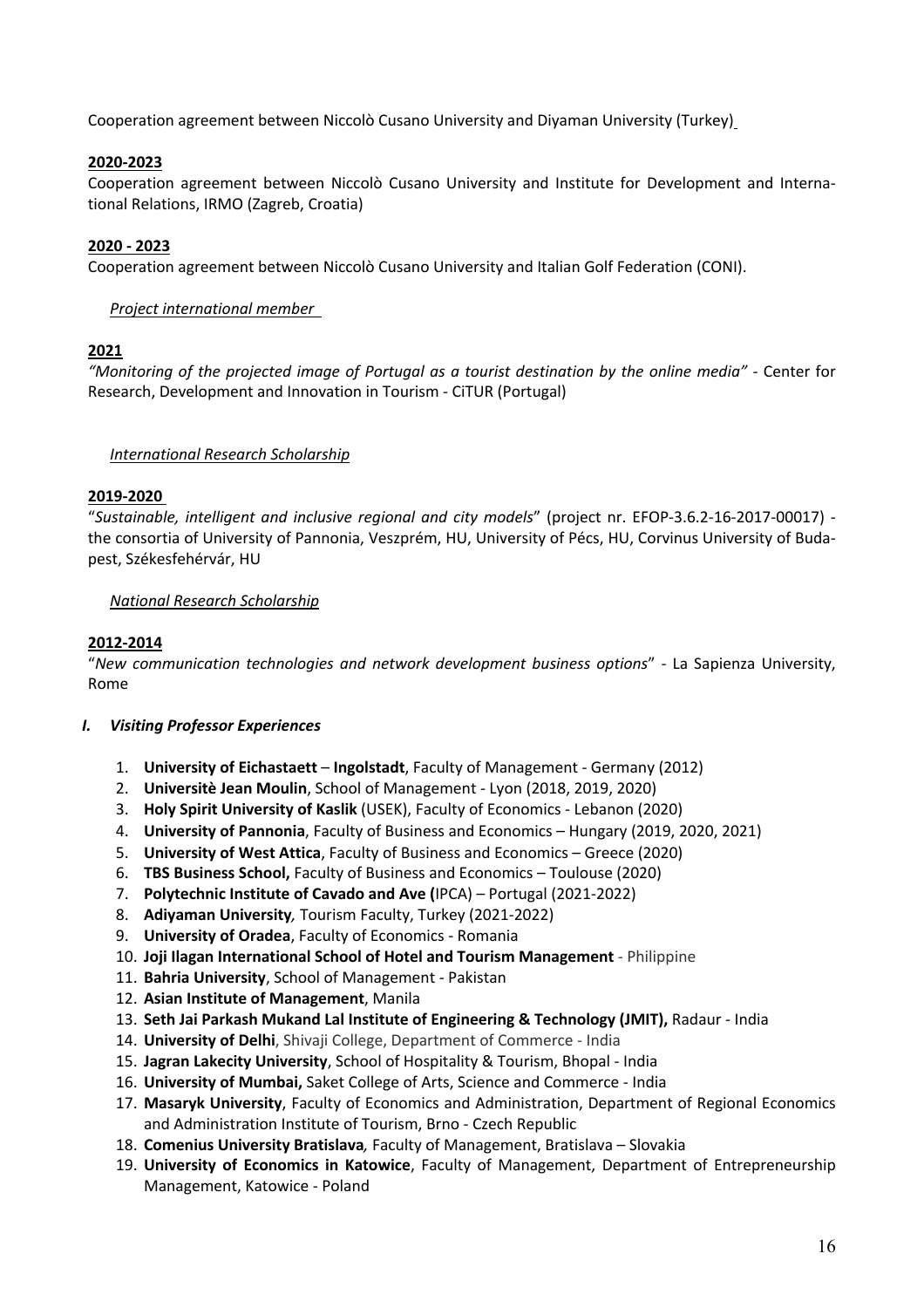Cooperation agreement between Niccolò Cusano University and Diyaman University (Turkey)

**2020-2023**

Cooperation agreement between Niccolò Cusano University and Institute for Development and International Relations, IRMO (Zagreb, Croatia)

**2020 - 2023**

Cooperation agreement between Niccolò Cusano University and Italian Golf Federation (CONI).

*Project international member*

**2021**

*"Monitoring of the projected image of Portugal as a tourist destination by the online media"* - Center for Research, Development and Innovation in Tourism - CiTUR (Portugal)

*International Research Scholarship*

**2019-2020**

"*Sustainable, intelligent and inclusive regional and city models*" (project nr. EFOP-3.6.2-16-2017-00017) - the consortia of University of Pannonia, Veszprém, HU, University of Pécs, HU, Corvinus University of Budapest, Székesfehérvár, HU

*National Research Scholarship*

**2012-2014**

"*New communication technologies and network development business options*" - La Sapienza University, Rome

## I. *Visiting Professor Experiences*

1. **University of Eichastaett** – **Ingolstadt**, Faculty of Management - Germany (2012)
2. **Universitè Jean Moulin**, School of Management - Lyon (2018, 2019, 2020)
3. **Holy Spirit University of Kaslik** (USEK), Faculty of Economics - Lebanon (2020)
4. **University of Pannonia**, Faculty of Business and Economics – Hungary (2019, 2020, 2021)
5. **University of West Attica**, Faculty of Business and Economics – Greece (2020)
6. **TBS Business School,** Faculty of Business and Economics – Toulouse (2020)
7. **Polytechnic Institute of Cavado and Ave (**IPCA) – Portugal (2021-2022)
8. **Adiyaman University***,* Tourism Faculty, Turkey (2021-2022)
9. **University of Oradea**, Faculty of Economics - Romania
10. **Joji Ilagan International School of Hotel and Tourism Management** - Philippine
11. **Bahria University**, School of Management - Pakistan
12. **Asian Institute of Management**, Manila
13. **Seth Jai Parkash Mukand Lal Institute of Engineering & Technology (JMIT),** Radaur - India
14. **University of Delhi**, Shivaji College, Department of Commerce - India
15. **Jagran Lakecity University**, School of Hospitality & Tourism, Bhopal - India
16. **University of Mumbai,** Saket College of Arts, Science and Commerce - India
17. **Masaryk University**, Faculty of Economics and Administration, Department of Regional Economics and Administration Institute of Tourism, Brno - Czech Republic
18. **Comenius University Bratislava***,* Faculty of Management, Bratislava – Slovakia
19. **University of Economics in Katowice**, Faculty of Management, Department of Entrepreneurship Management, Katowice - Poland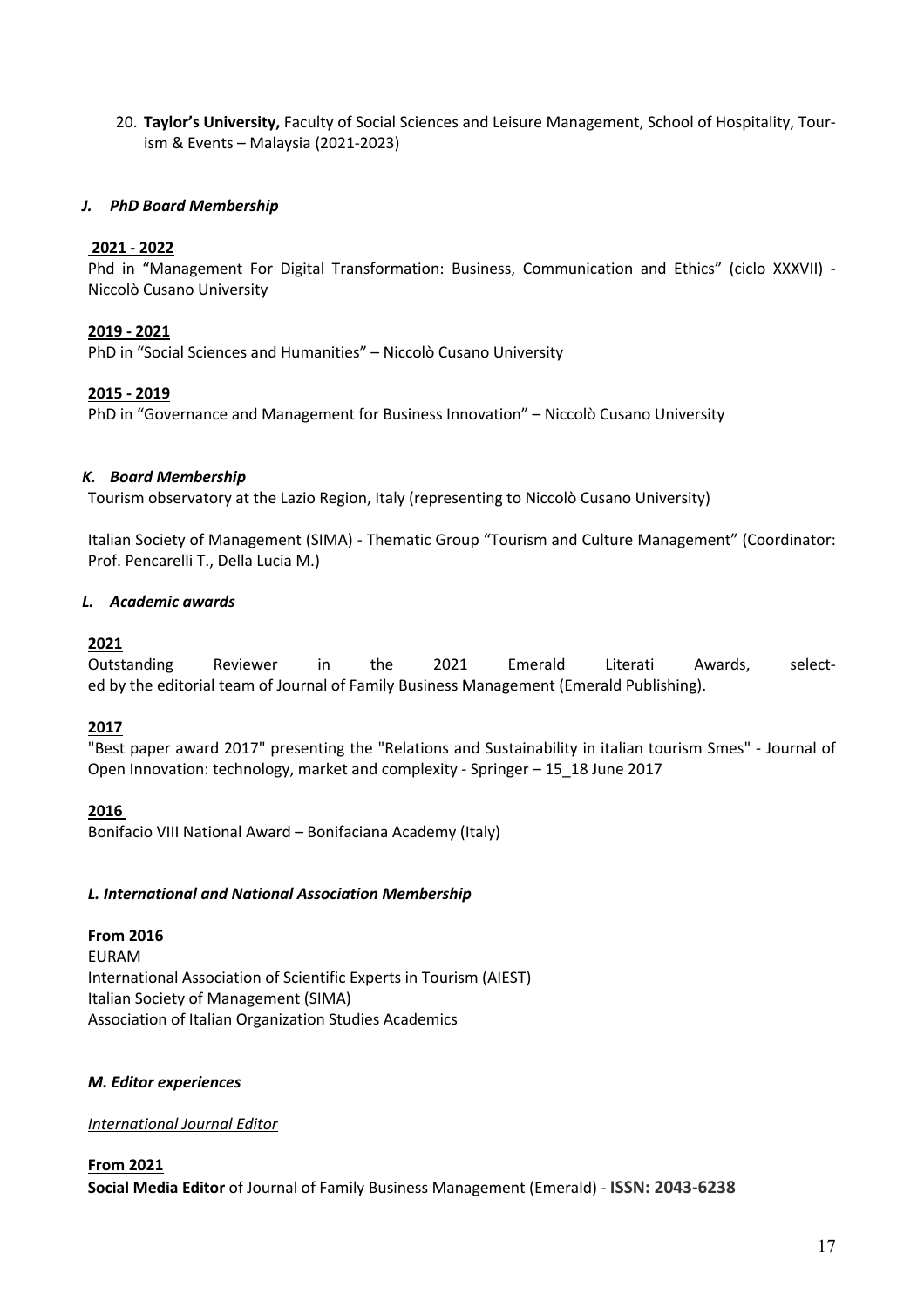20. **Taylor's University,** Faculty of Social Sciences and Leisure Management, School of Hospitality, Tourism & Events – Malaysia (2021-2023)

### *J. PhD Board Membership*

**2021 - 2022**

Phd in "Management For Digital Transformation: Business, Communication and Ethics" (ciclo XXXVII) - Niccolò Cusano University

**2019 - 2021**

PhD in "Social Sciences and Humanities" – Niccolò Cusano University

**2015 - 2019**

PhD in "Governance and Management for Business Innovation" – Niccolò Cusano University

### *K. Board Membership*

Tourism observatory at the Lazio Region, Italy (representing to Niccolò Cusano University)

Italian Society of Management (SIMA) - Thematic Group "Tourism and Culture Management" (Coordinator: Prof. Pencarelli T., Della Lucia M.)

### *L. Academic awards*

**2021**

Outstanding Reviewer in the 2021 Emerald Literati Awards, selected by the editorial team of Journal of Family Business Management (Emerald Publishing).

**2017**

"Best paper award 2017" presenting the "Relations and Sustainability in italian tourism Smes" - Journal of Open Innovation: technology, market and complexity - Springer – 15_18 June 2017

**2016**

Bonifacio VIII National Award – Bonifaciana Academy (Italy)

### *L. International and National Association Membership*

**From 2016**

EURAM
International Association of Scientific Experts in Tourism (AIEST)
Italian Society of Management (SIMA)
Association of Italian Organization Studies Academics

### *M. Editor experiences*

*International Journal Editor*

**From 2021**

**Social Media Editor** of Journal of Family Business Management (Emerald) - **ISSN: 2043-6238**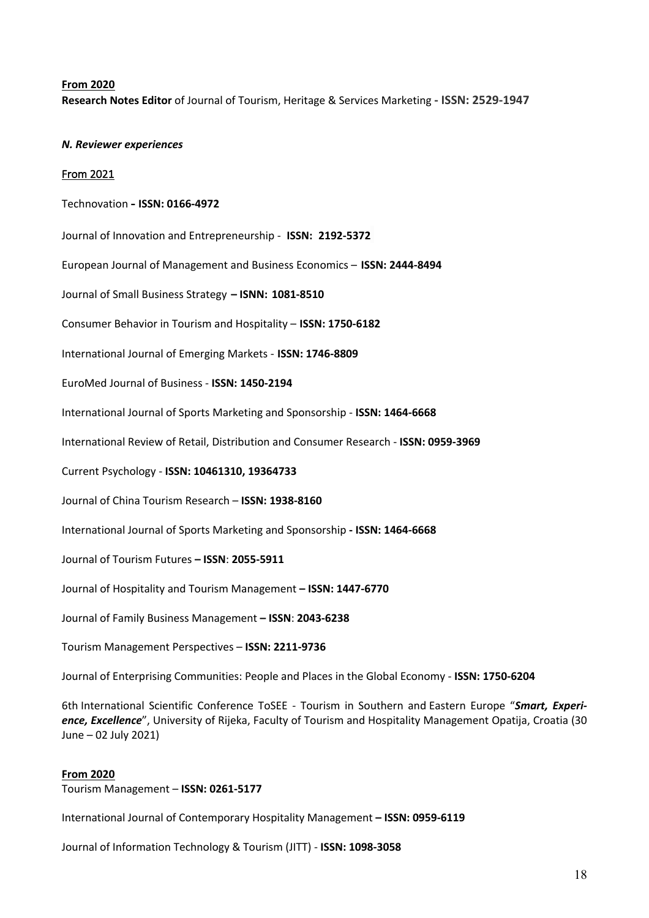**From 2020**

**Research Notes Editor** of Journal of Tourism, Heritage & Services Marketing **- ISSN: 2529-1947**

***N. Reviewer experiences***

From 2021

Technovation **– ISSN: 0166-4972**

Journal of Innovation and Entrepreneurship - **ISSN: 2192-5372**

European Journal of Management and Business Economics – **ISSN: 2444-8494**

Journal of Small Business Strategy **– ISNN: 1081-8510**

Consumer Behavior in Tourism and Hospitality – **ISSN: 1750-6182**

International Journal of Emerging Markets - **ISSN: 1746-8809**

EuroMed Journal of Business - **ISSN: 1450-2194**

International Journal of Sports Marketing and Sponsorship - **ISSN: 1464-6668**

International Review of Retail, Distribution and Consumer Research - **ISSN: 0959-3969**

Current Psychology - **ISSN: 10461310, 19364733**

Journal of China Tourism Research – **ISSN: 1938-8160**

International Journal of Sports Marketing and Sponsorship **- ISSN: 1464-6668**

Journal of Tourism Futures **– ISSN**: **2055-5911**

Journal of Hospitality and Tourism Management **– ISSN: 1447-6770**

Journal of Family Business Management **– ISSN**: **2043-6238**

Tourism Management Perspectives – **ISSN: 2211-9736**

Journal of Enterprising Communities: People and Places in the Global Economy - **ISSN: 1750-6204**

6th International Scientific Conference ToSEE - Tourism in Southern and Eastern Europe "***Smart, Experience, Excellence***", University of Rijeka, Faculty of Tourism and Hospitality Management Opatija, Croatia (30 June – 02 July 2021)

**From 2020**

Tourism Management – **ISSN: 0261-5177**

International Journal of Contemporary Hospitality Management **– ISSN: 0959-6119**

Journal of Information Technology & Tourism (JITT) - **ISSN: 1098-3058**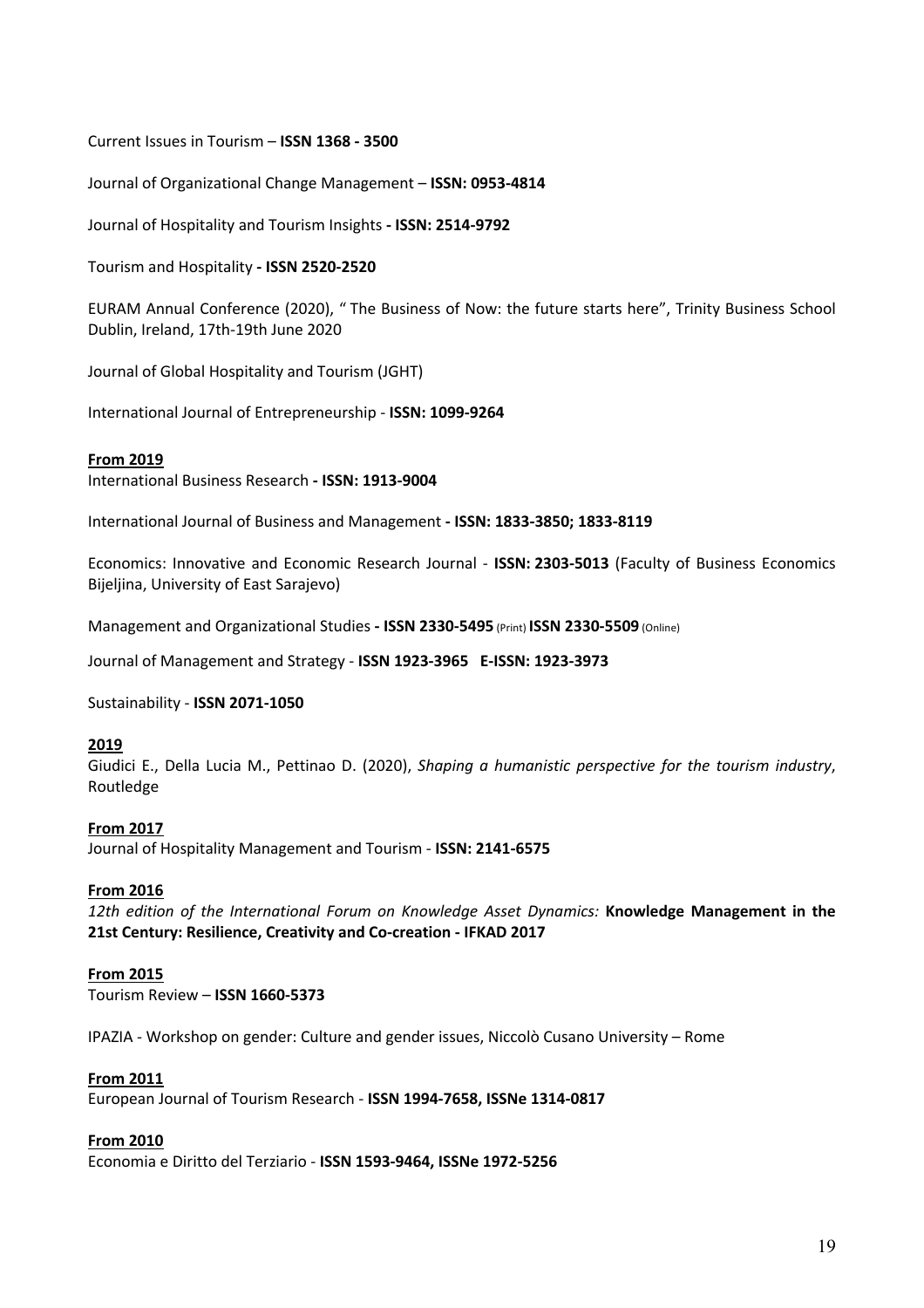Current Issues in Tourism – **ISSN 1368 - 3500**

Journal of Organizational Change Management – **ISSN: 0953-4814**

Journal of Hospitality and Tourism Insights **- ISSN: 2514-9792**

Tourism and Hospitality **- ISSN 2520-2520**

EURAM Annual Conference (2020), " The Business of Now: the future starts here", Trinity Business School Dublin, Ireland, 17th-19th June 2020

Journal of Global Hospitality and Tourism (JGHT)

International Journal of Entrepreneurship - **ISSN: 1099-9264**

**From 2019**

International Business Research **- ISSN: 1913-9004**

International Journal of Business and Management **- ISSN: 1833-3850; 1833-8119**

Economics: Innovative and Economic Research Journal - **ISSN: 2303-5013** (Faculty of Business Economics Bijeljina, University of East Sarajevo)

Management and Organizational Studies **- ISSN 2330-5495** (Print) **ISSN 2330-5509** (Online)

Journal of Management and Strategy - **ISSN 1923-3965 E-ISSN: 1923-3973**

Sustainability - **ISSN 2071-1050**

**2019**

Giudici E., Della Lucia M., Pettinao D. (2020), *Shaping a humanistic perspective for the tourism industry*, Routledge

**From 2017**

Journal of Hospitality Management and Tourism - **ISSN: 2141-6575**

**From 2016**

*12th edition of the International Forum on Knowledge Asset Dynamics:* **Knowledge Management in the 21st Century: Resilience, Creativity and Co-creation - IFKAD 2017**

**From 2015**

Tourism Review – **ISSN 1660-5373**

IPAZIA - Workshop on gender: Culture and gender issues, Niccolò Cusano University – Rome

**From 2011**

European Journal of Tourism Research - **ISSN 1994-7658, ISSNe 1314-0817**

**From 2010**

Economia e Diritto del Terziario - **ISSN 1593-9464, ISSNe 1972-5256**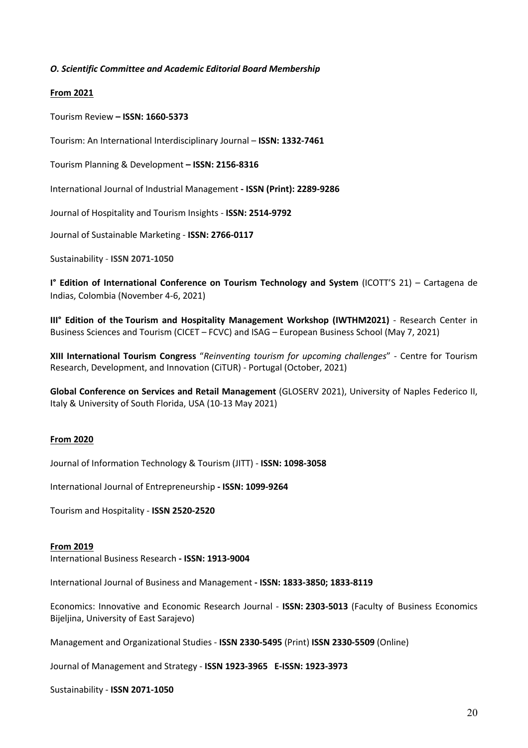### *O. Scientific Committee and Academic Editorial Board Membership*

**From 2021**

Tourism Review **– ISSN: 1660-5373**

Tourism: An International Interdisciplinary Journal – **ISSN: 1332-7461**

Tourism Planning & Development **– ISSN: 2156-8316**

International Journal of Industrial Management **- ISSN (Print): 2289-9286**

Journal of Hospitality and Tourism Insights - **ISSN: 2514-9792**

Journal of Sustainable Marketing - **ISSN: 2766-0117**

Sustainability - **ISSN 2071-1050**

**I° Edition of International Conference on Tourism Technology and System** (ICOTT'S 21) – Cartagena de Indias, Colombia (November 4-6, 2021)

**III° Edition of the Tourism and Hospitality Management Workshop (IWTHM2021)** - Research Center in Business Sciences and Tourism (CICET – FCVC) and ISAG – European Business School (May 7, 2021)

**XIII International Tourism Congress** "*Reinventing tourism for upcoming challenges*" - Centre for Tourism Research, Development, and Innovation (CiTUR) - Portugal (October, 2021)

**Global Conference on Services and Retail Management** (GLOSERV 2021), University of Naples Federico II, Italy & University of South Florida, USA (10-13 May 2021)

**From 2020**

Journal of Information Technology & Tourism (JITT) - **ISSN: 1098-3058**

International Journal of Entrepreneurship **- ISSN: 1099-9264**

Tourism and Hospitality - **ISSN 2520-2520**

**From 2019**

International Business Research **- ISSN: 1913-9004**

International Journal of Business and Management **- ISSN: 1833-3850; 1833-8119**

Economics: Innovative and Economic Research Journal - **ISSN: 2303-5013** (Faculty of Business Economics Bijeljina, University of East Sarajevo)

Management and Organizational Studies - **ISSN 2330-5495** (Print) **ISSN 2330-5509** (Online)

Journal of Management and Strategy - **ISSN 1923-3965 E-ISSN: 1923-3973**

Sustainability - **ISSN 2071-1050**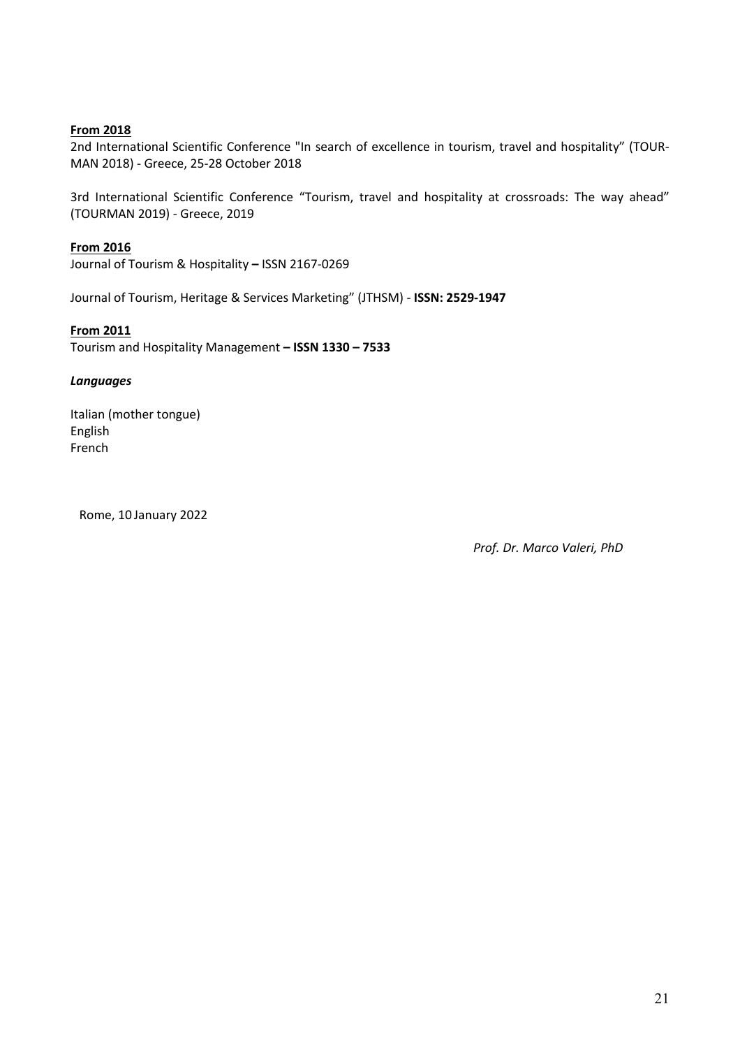<u>**From 2018**</u>

2nd International Scientific Conference "In search of excellence in tourism, travel and hospitality" (TOUR-MAN 2018) - Greece, 25-28 October 2018

3rd International Scientific Conference "Tourism, travel and hospitality at crossroads: The way ahead" (TOURMAN 2019) - Greece, 2019

<u>**From 2016**</u>

Journal of Tourism & Hospitality **–** ISSN 2167-0269

Journal of Tourism, Heritage & Services Marketing" (JTHSM) - **ISSN: 2529-1947**

<u>**From 2011**</u>

Tourism and Hospitality Management **– ISSN 1330 – 7533**

***Languages***

Italian (mother tongue)
English
French

Rome, 10 January 2022

*Prof. Dr. Marco Valeri, PhD*